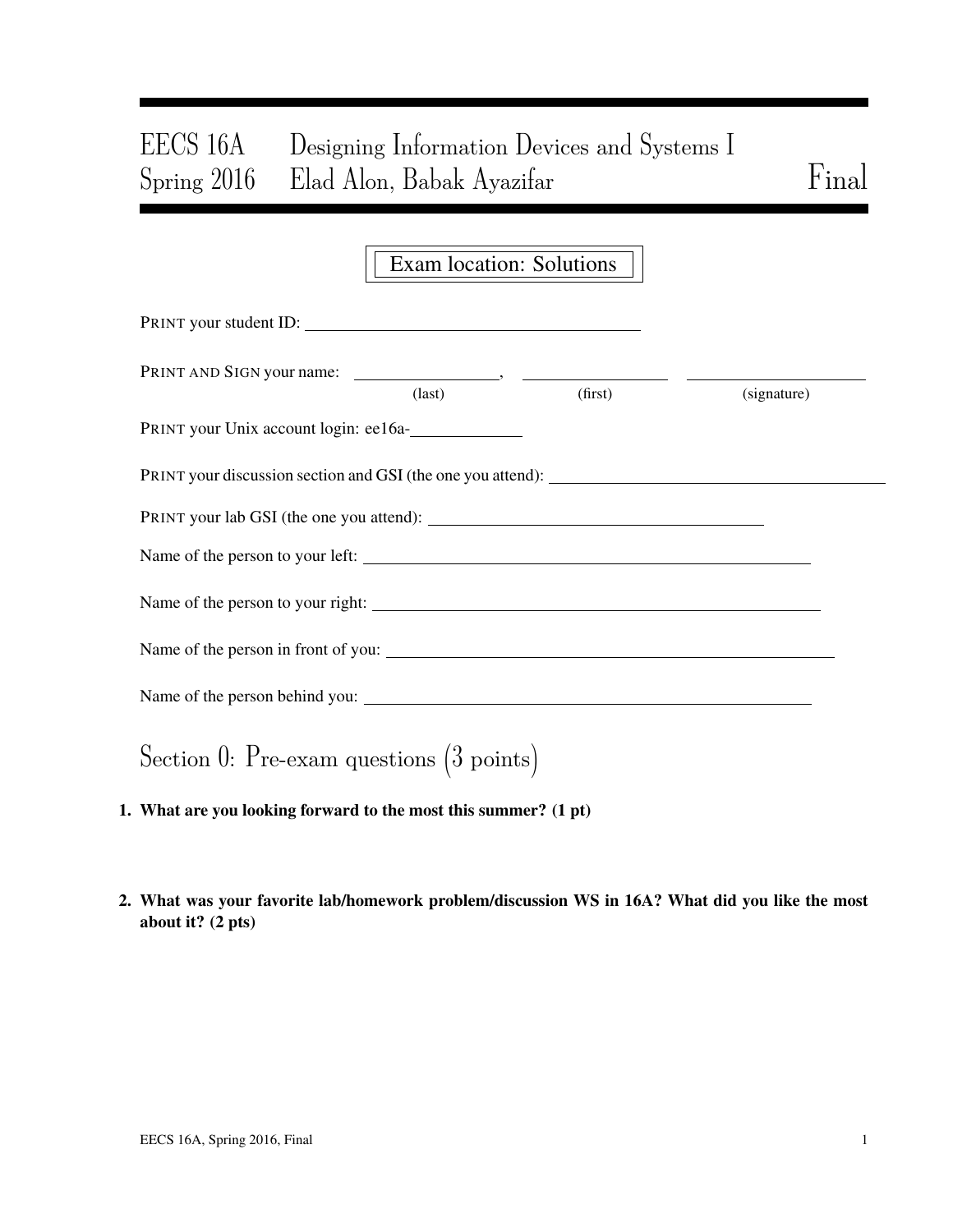# EECS 16A Designing Information Devices and Systems I
# Spring 2016 Elad Alon, Babak Ayazifar Final

Exam location: Solutions

PRINT your student ID: ________________________________

PRINT AND SIGN your name: ________________, ________________ ________________
(last) (first) (signature)

PRINT your Unix account login: ee16a-____________

PRINT your discussion section and GSI (the one you attend): ________________________________

PRINT your lab GSI (the one you attend): ________________________________

Name of the person to your left: ________________________________

Name of the person to your right: ________________________________

Name of the person in front of you: ________________________________

Name of the person behind you: ________________________________

## Section 0: Pre-exam questions (3 points)

**1. What are you looking forward to the most this summer? (1 pt)**

**2. What was your favorite lab/homework problem/discussion WS in 16A? What did you like the most about it? (2 pts)**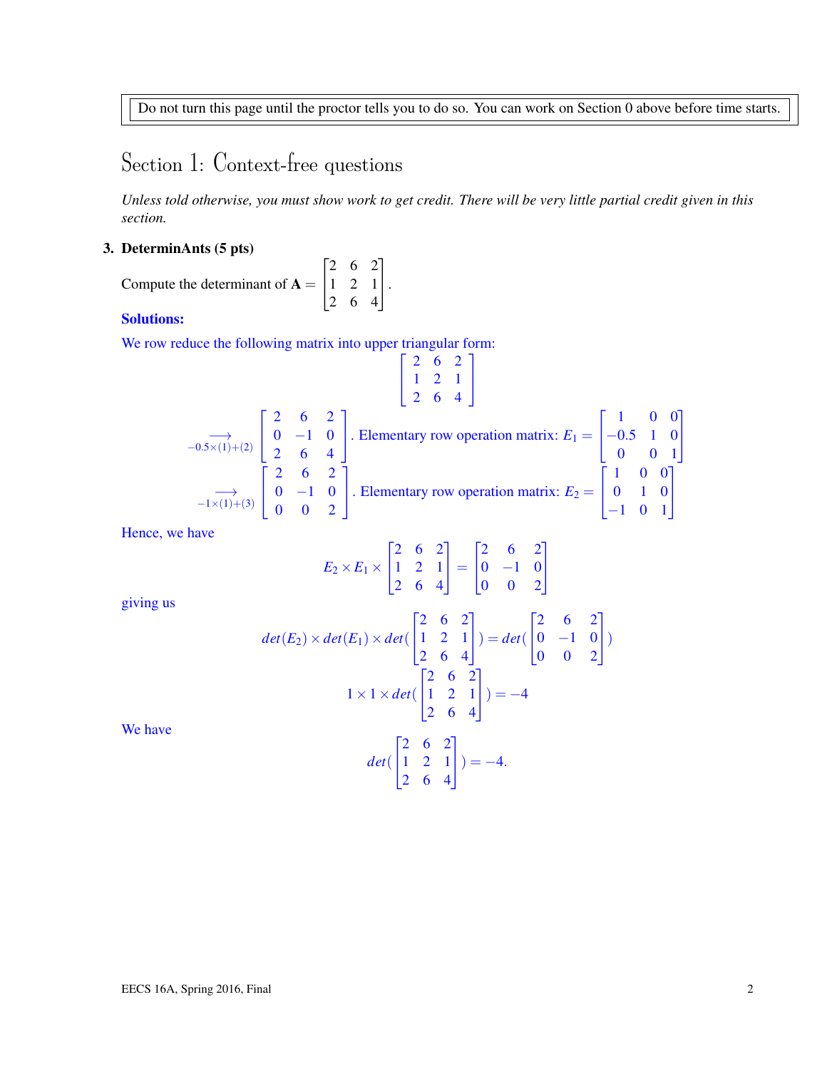Do not turn this page until the proctor tells you to do so. You can work on Section 0 above before time starts.

# Section 1: Context-free questions

*Unless told otherwise, you must show work to get credit. There will be very little partial credit given in this section.*

**3. DeterminAnts (5 pts)**

Compute the determinant of $\mathbf{A} = \begin{bmatrix} 2 & 6 & 2 \\ 1 & 2 & 1 \\ 2 & 6 & 4 \end{bmatrix}$.

**Solutions:**

We row reduce the following matrix into upper triangular form:

$$\begin{bmatrix} 2 & 6 & 2 \\ 1 & 2 & 1 \\ 2 & 6 & 4 \end{bmatrix}$$

$$\xrightarrow[-0.5\times(1)+(2)]{} \begin{bmatrix} 2 & 6 & 2 \\ 0 & -1 & 0 \\ 2 & 6 & 4 \end{bmatrix}. \text{ Elementary row operation matrix: } E_1 = \begin{bmatrix} 1 & 0 & 0 \\ -0.5 & 1 & 0 \\ 0 & 0 & 1 \end{bmatrix}$$

$$\xrightarrow[-1\times(1)+(3)]{} \begin{bmatrix} 2 & 6 & 2 \\ 0 & -1 & 0 \\ 0 & 0 & 2 \end{bmatrix}. \text{ Elementary row operation matrix: } E_2 = \begin{bmatrix} 1 & 0 & 0 \\ 0 & 1 & 0 \\ -1 & 0 & 1 \end{bmatrix}$$

Hence, we have

$$E_2 \times E_1 \times \begin{bmatrix} 2 & 6 & 2 \\ 1 & 2 & 1 \\ 2 & 6 & 4 \end{bmatrix} = \begin{bmatrix} 2 & 6 & 2 \\ 0 & -1 & 0 \\ 0 & 0 & 2 \end{bmatrix}$$

giving us

$$det(E_2) \times det(E_1) \times det(\begin{bmatrix} 2 & 6 & 2 \\ 1 & 2 & 1 \\ 2 & 6 & 4 \end{bmatrix}) = det(\begin{bmatrix} 2 & 6 & 2 \\ 0 & -1 & 0 \\ 0 & 0 & 2 \end{bmatrix})$$

$$1 \times 1 \times det(\begin{bmatrix} 2 & 6 & 2 \\ 1 & 2 & 1 \\ 2 & 6 & 4 \end{bmatrix}) = -4$$

We have

$$det(\begin{bmatrix} 2 & 6 & 2 \\ 1 & 2 & 1 \\ 2 & 6 & 4 \end{bmatrix}) = -4.$$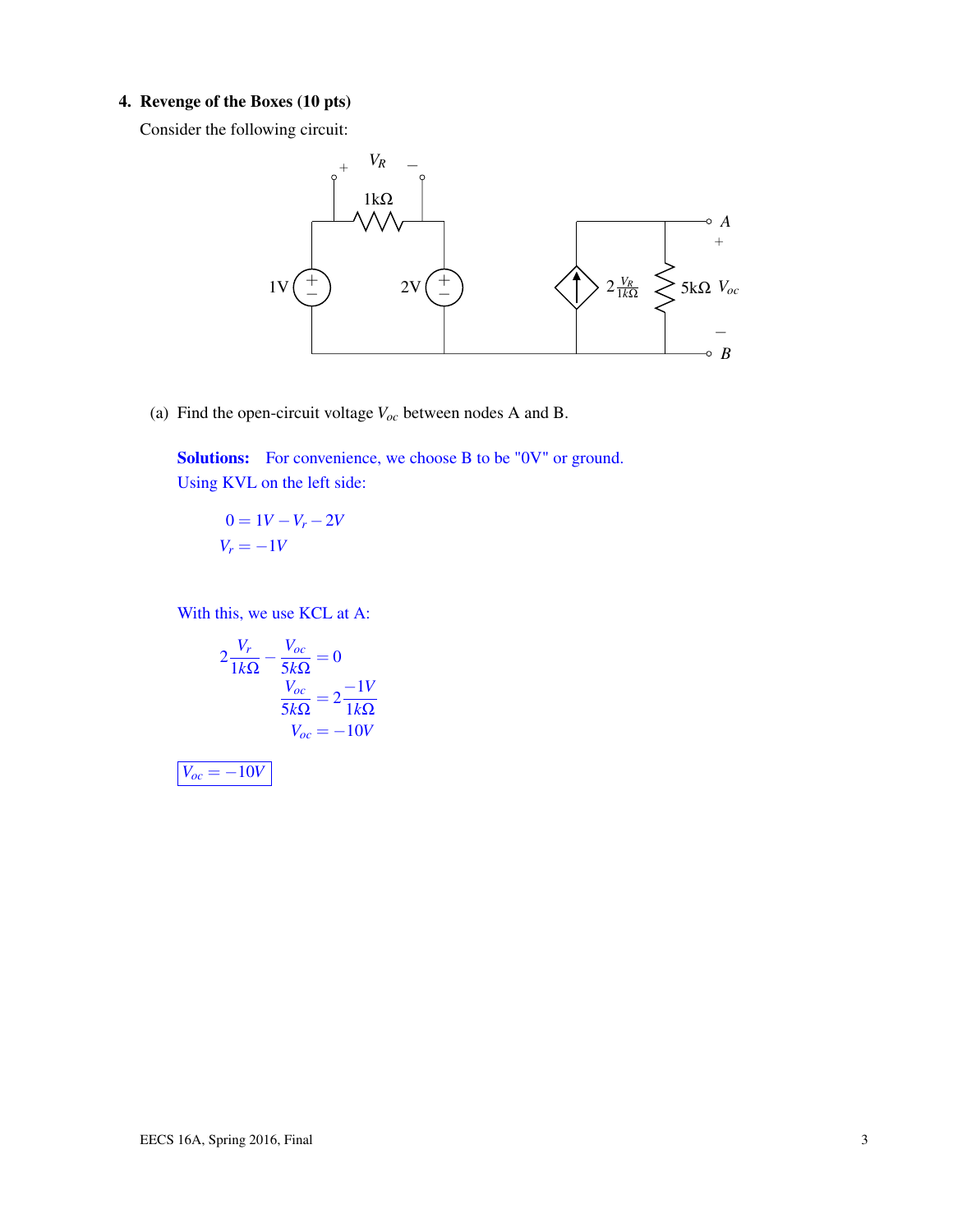**4. Revenge of the Boxes (10 pts)**

Consider the following circuit:

(a) Find the open-circuit voltage $V_{oc}$ between nodes A and B.

**Solutions:** For convenience, we choose B to be "0V" or ground.
Using KVL on the left side:

$$0 = 1V - V_r - 2V$$
$$V_r = -1V$$

With this, we use KCL at A:

$$2\frac{V_r}{1k\Omega} - \frac{V_{oc}}{5k\Omega} = 0$$
$$\frac{V_{oc}}{5k\Omega} = 2\frac{-1V}{1k\Omega}$$
$$V_{oc} = -10V$$

$$\boxed{V_{oc} = -10V}$$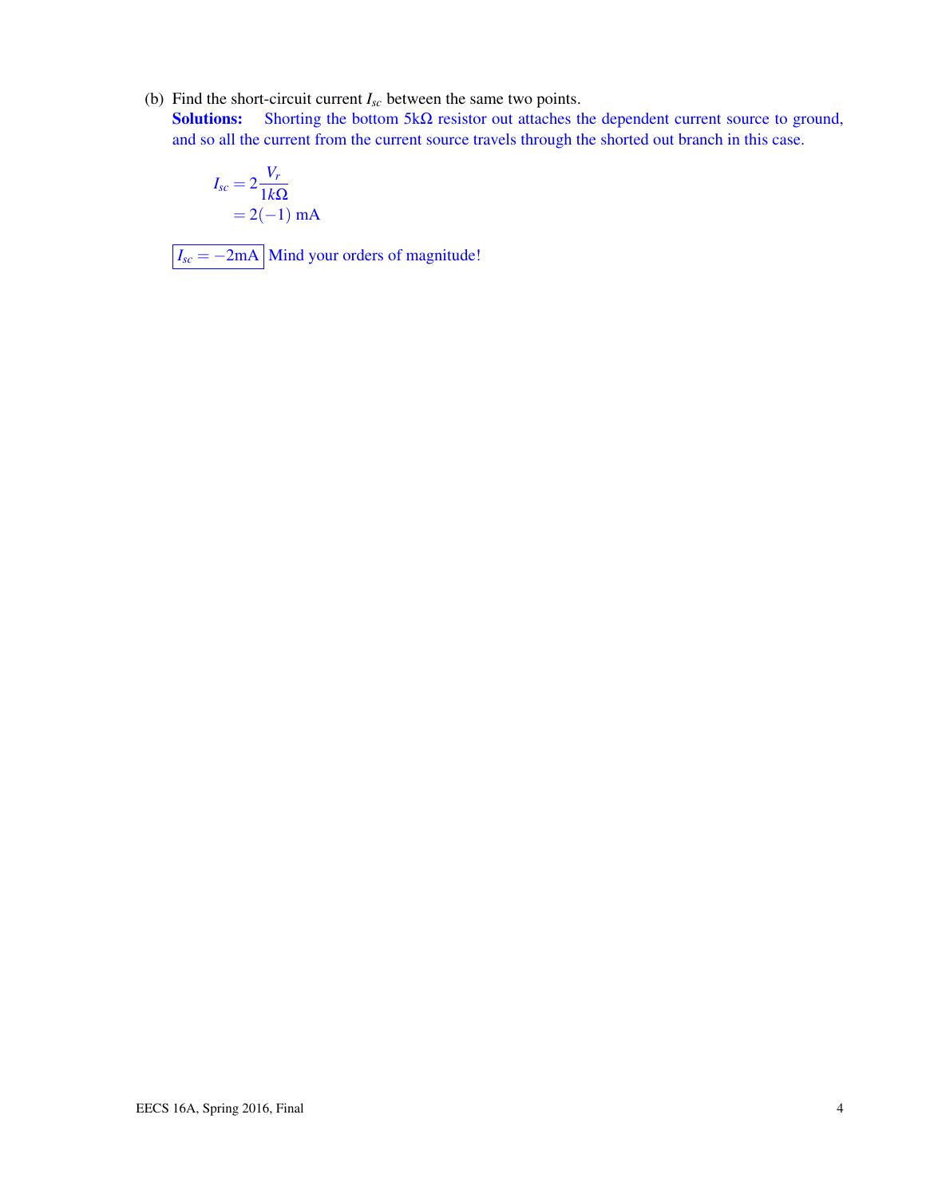(b) Find the short-circuit current $I_{sc}$ between the same two points.

**Solutions:** Shorting the bottom 5kΩ resistor out attaches the dependent current source to ground, and so all the current from the current source travels through the shorted out branch in this case.

$$
\begin{aligned}
I_{sc} &= 2\frac{V_r}{1k\Omega} \\
&= 2(-1) \text{ mA}
\end{aligned}
$$

$\boxed{I_{sc} = -2\text{mA}}$ Mind your orders of magnitude!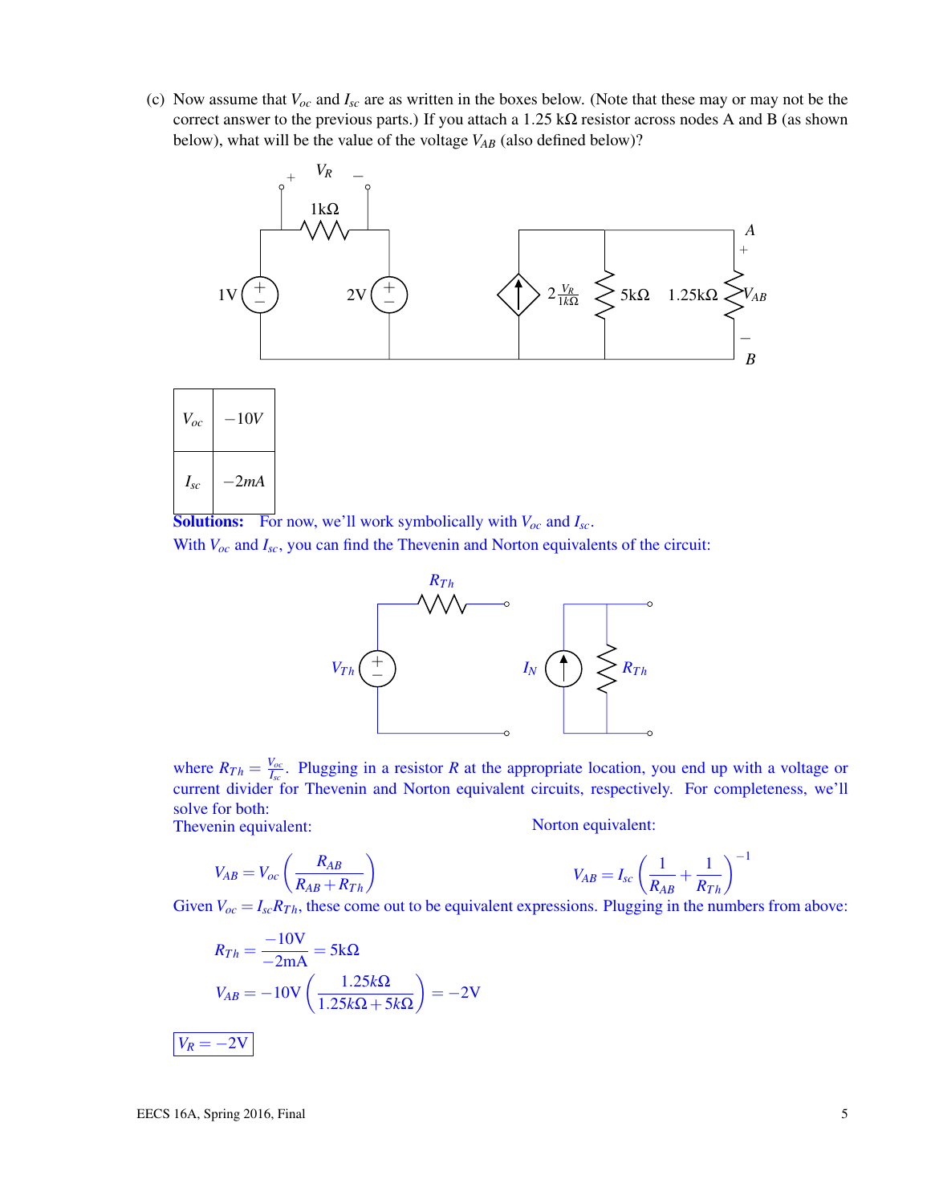(c) Now assume that $V_{oc}$ and $I_{sc}$ are as written in the boxes below. (Note that these may or may not be the correct answer to the previous parts.) If you attach a 1.25 kΩ resistor across nodes A and B (as shown below), what will be the value of the voltage $V_{AB}$ (also defined below)?

| $V_{oc}$ | $-10V$ |
|---|---|
| $I_{sc}$ | $-2mA$ |

**Solutions:** For now, we'll work symbolically with $V_{oc}$ and $I_{sc}$.

With $V_{oc}$ and $I_{sc}$, you can find the Thevenin and Norton equivalents of the circuit:

where $R_{Th} = \frac{V_{oc}}{I_{sc}}$. Plugging in a resistor $R$ at the appropriate location, you end up with a voltage or current divider for Thevenin and Norton equivalent circuits, respectively. For completeness, we'll solve for both:

Thevenin equivalent:

$$V_{AB} = V_{oc}\left(\frac{R_{AB}}{R_{AB}+R_{Th}}\right)$$

Norton equivalent:

$$V_{AB} = I_{sc}\left(\frac{1}{R_{AB}}+\frac{1}{R_{Th}}\right)^{-1}$$

Given $V_{oc} = I_{sc}R_{Th}$, these come out to be equivalent expressions. Plugging in the numbers from above:

$$R_{Th} = \frac{-10\text{V}}{-2\text{mA}} = 5\text{k}\Omega$$

$$V_{AB} = -10\text{V}\left(\frac{1.25k\Omega}{1.25k\Omega+5k\Omega}\right) = -2\text{V}$$

$\boxed{V_R = -2\text{V}}$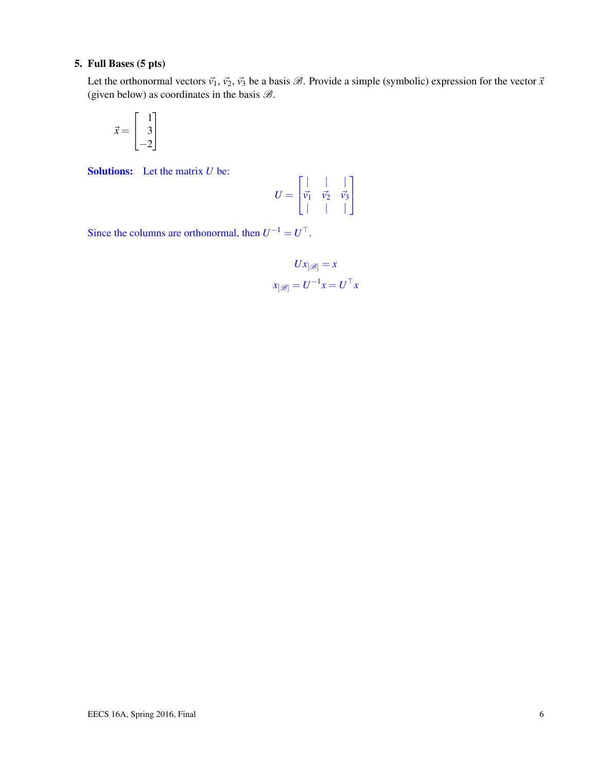**5. Full Bases (5 pts)**

Let the orthonormal vectors $\vec{v}_1$, $\vec{v}_2$, $\vec{v}_3$ be a basis $\mathscr{B}$. Provide a simple (symbolic) expression for the vector $\vec{x}$ (given below) as coordinates in the basis $\mathscr{B}$.

$$\vec{x} = \begin{bmatrix} 1 \\ 3 \\ -2 \end{bmatrix}$$

**Solutions:** Let the matrix $U$ be:

$$U = \begin{bmatrix} | & | & | \\ \vec{v}_1 & \vec{v}_2 & \vec{v}_3 \\ | & | & | \end{bmatrix}$$

Since the columns are orthonormal, then $U^{-1} = U^{\top}$.

$$Ux_{[\mathscr{B}]} = x$$

$$x_{[\mathscr{B}]} = U^{-1}x = U^{\top}x$$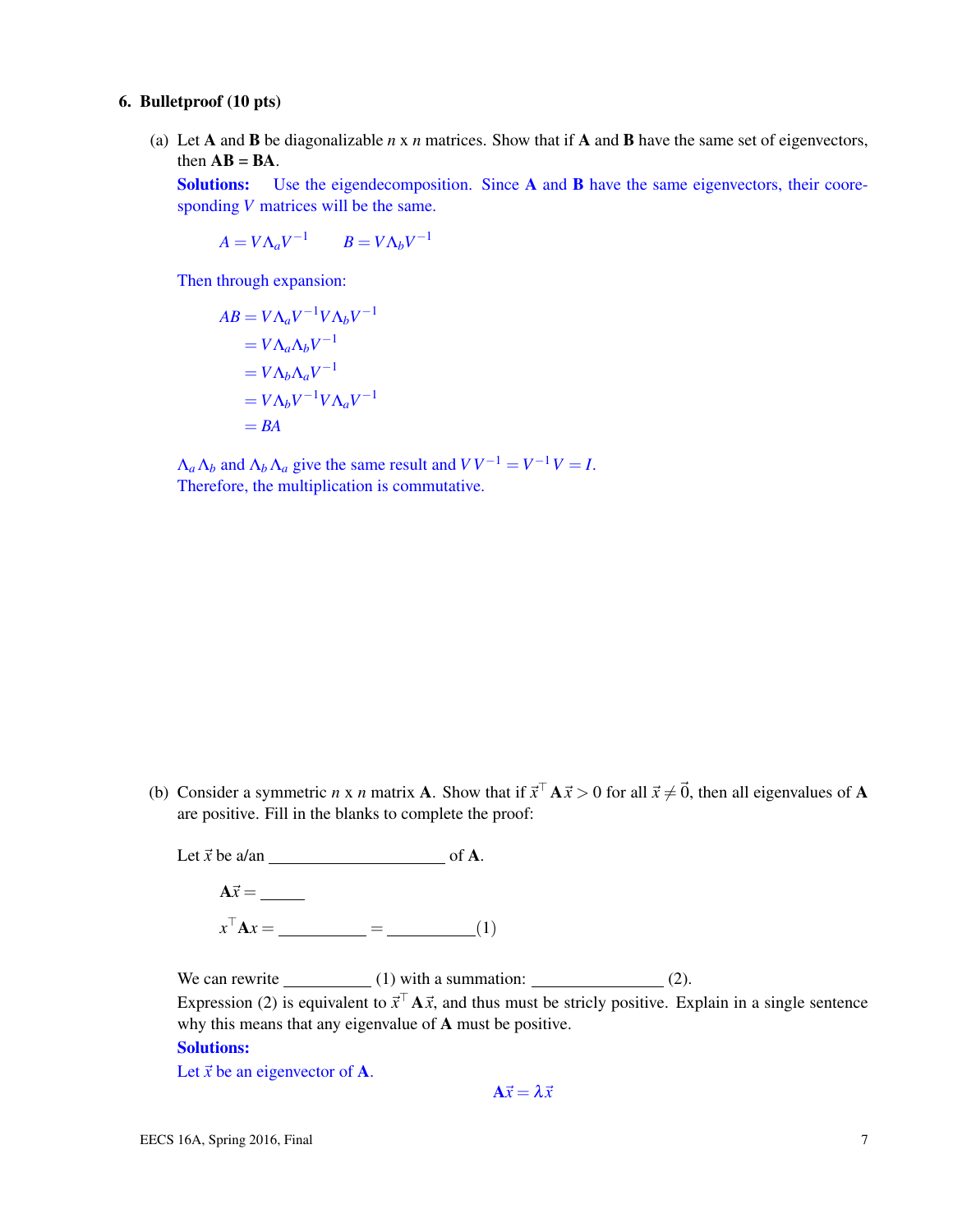**6. Bulletproof (10 pts)**

(a) Let $\mathbf{A}$ and $\mathbf{B}$ be diagonalizable $n$ x $n$ matrices. Show that if $\mathbf{A}$ and $\mathbf{B}$ have the same set of eigenvectors, then $\mathbf{AB} = \mathbf{BA}$.

**Solutions:** Use the eigendecomposition. Since $\mathbf{A}$ and $\mathbf{B}$ have the same eigenvectors, their coore-sponding $V$ matrices will be the same.

$$A = V\Lambda_a V^{-1} \qquad B = V\Lambda_b V^{-1}$$

Then through expansion:

$$\begin{aligned}
AB &= V\Lambda_a V^{-1} V\Lambda_b V^{-1} \\
&= V\Lambda_a \Lambda_b V^{-1} \\
&= V\Lambda_b \Lambda_a V^{-1} \\
&= V\Lambda_b V^{-1} V\Lambda_a V^{-1} \\
&= BA
\end{aligned}$$

$\Lambda_a \Lambda_b$ and $\Lambda_b \Lambda_a$ give the same result and $VV^{-1} = V^{-1}V = I$.
Therefore, the multiplication is commutative.

(b) Consider a symmetric $n$ x $n$ matrix $\mathbf{A}$. Show that if $\vec{x}^\top \mathbf{A}\vec{x} > 0$ for all $\vec{x} \neq \vec{0}$, then all eigenvalues of $\mathbf{A}$ are positive. Fill in the blanks to complete the proof:

Let $\vec{x}$ be a/an ____________________ of $\mathbf{A}$.

$$\mathbf{A}\vec{x} = \_\_\_\_\_$$

$$x^\top \mathbf{A}x = \_\_\_\_\_\_\_\_\_\_ = \_\_\_\_\_\_\_\_\_\_ (1)$$

We can rewrite __________ (1) with a summation: _______________ (2).
Expression (2) is equivalent to $\vec{x}^\top \mathbf{A}\vec{x}$, and thus must be stricly positive. Explain in a single sentence why this means that any eigenvalue of $\mathbf{A}$ must be positive.

**Solutions:**

Let $\vec{x}$ be an eigenvector of $\mathbf{A}$.

$$\mathbf{A}\vec{x} = \lambda\vec{x}$$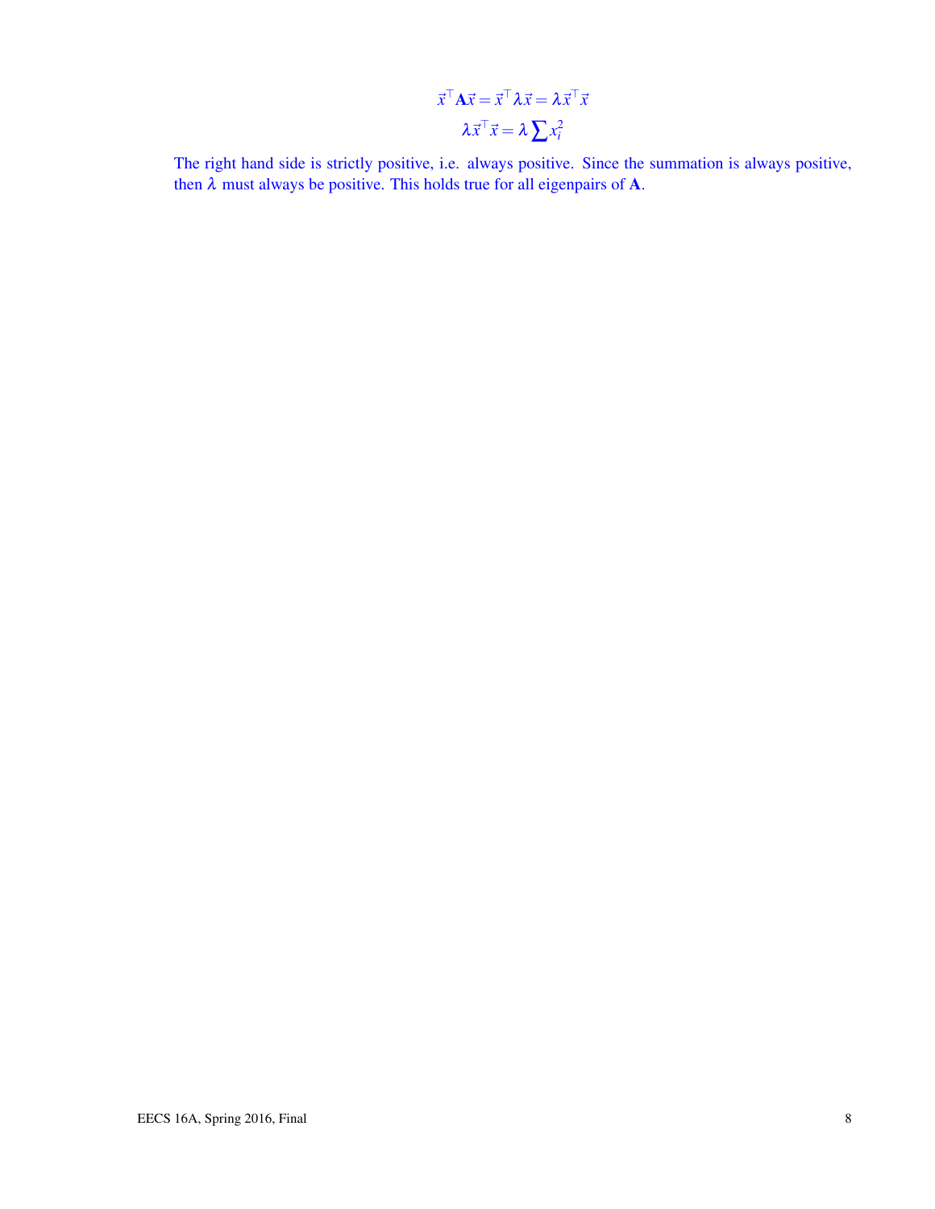$$\vec{x}^\top \mathbf{A}\vec{x} = \vec{x}^\top \lambda \vec{x} = \lambda \vec{x}^\top \vec{x}$$

$$\lambda \vec{x}^\top \vec{x} = \lambda \sum x_i^2$$

The right hand side is strictly positive, i.e. always positive. Since the summation is always positive, then $\lambda$ must always be positive. This holds true for all eigenpairs of $\mathbf{A}$.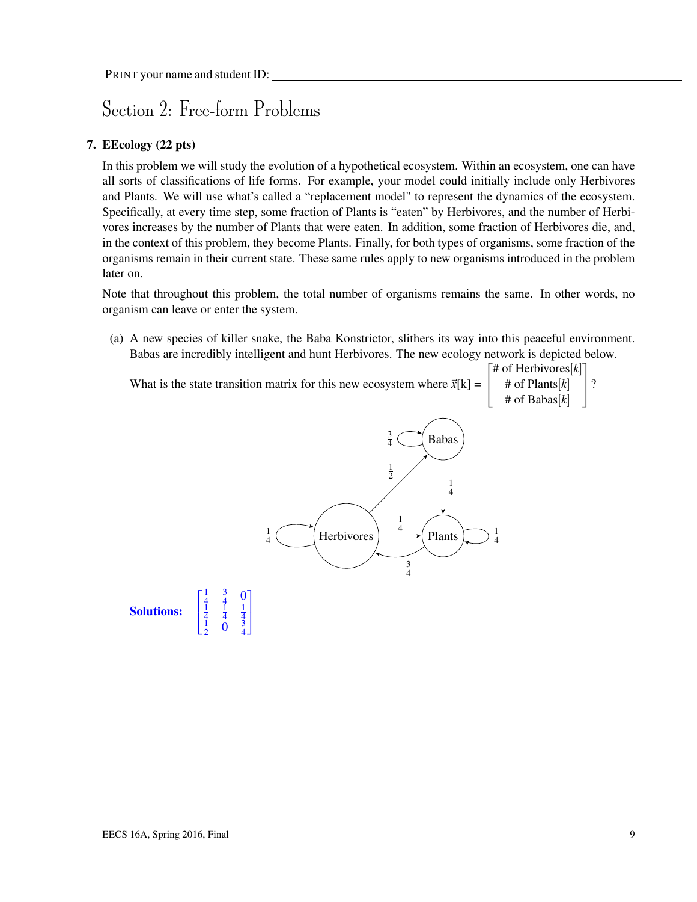PRINT your name and student ID: ______________________________

# Section 2: Free-form Problems

## 7. EEcology (22 pts)

In this problem we will study the evolution of a hypothetical ecosystem. Within an ecosystem, one can have all sorts of classifications of life forms. For example, your model could initially include only Herbivores and Plants. We will use what's called a "replacement model" to represent the dynamics of the ecosystem. Specifically, at every time step, some fraction of Plants is "eaten" by Herbivores, and the number of Herbivores increases by the number of Plants that were eaten. In addition, some fraction of Herbivores die, and, in the context of this problem, they become Plants. Finally, for both types of organisms, some fraction of the organisms remain in their current state. These same rules apply to new organisms introduced in the problem later on.

Note that throughout this problem, the total number of organisms remains the same. In other words, no organism can leave or enter the system.

(a) A new species of killer snake, the Baba Konstrictor, slithers its way into this peaceful environment. Babas are incredibly intelligent and hunt Herbivores. The new ecology network is depicted below.

What is the state transition matrix for this new ecosystem where $\vec{x}[k] = \begin{bmatrix} \text{\# of Herbivores}[k] \\ \text{\# of Plants}[k] \\ \text{\# of Babas}[k] \end{bmatrix}$?

**Solutions:** $\begin{bmatrix} \frac{1}{4} & \frac{3}{4} & 0 \\ \frac{1}{4} & \frac{1}{4} & \frac{1}{4} \\ \frac{1}{2} & 0 & \frac{3}{4} \end{bmatrix}$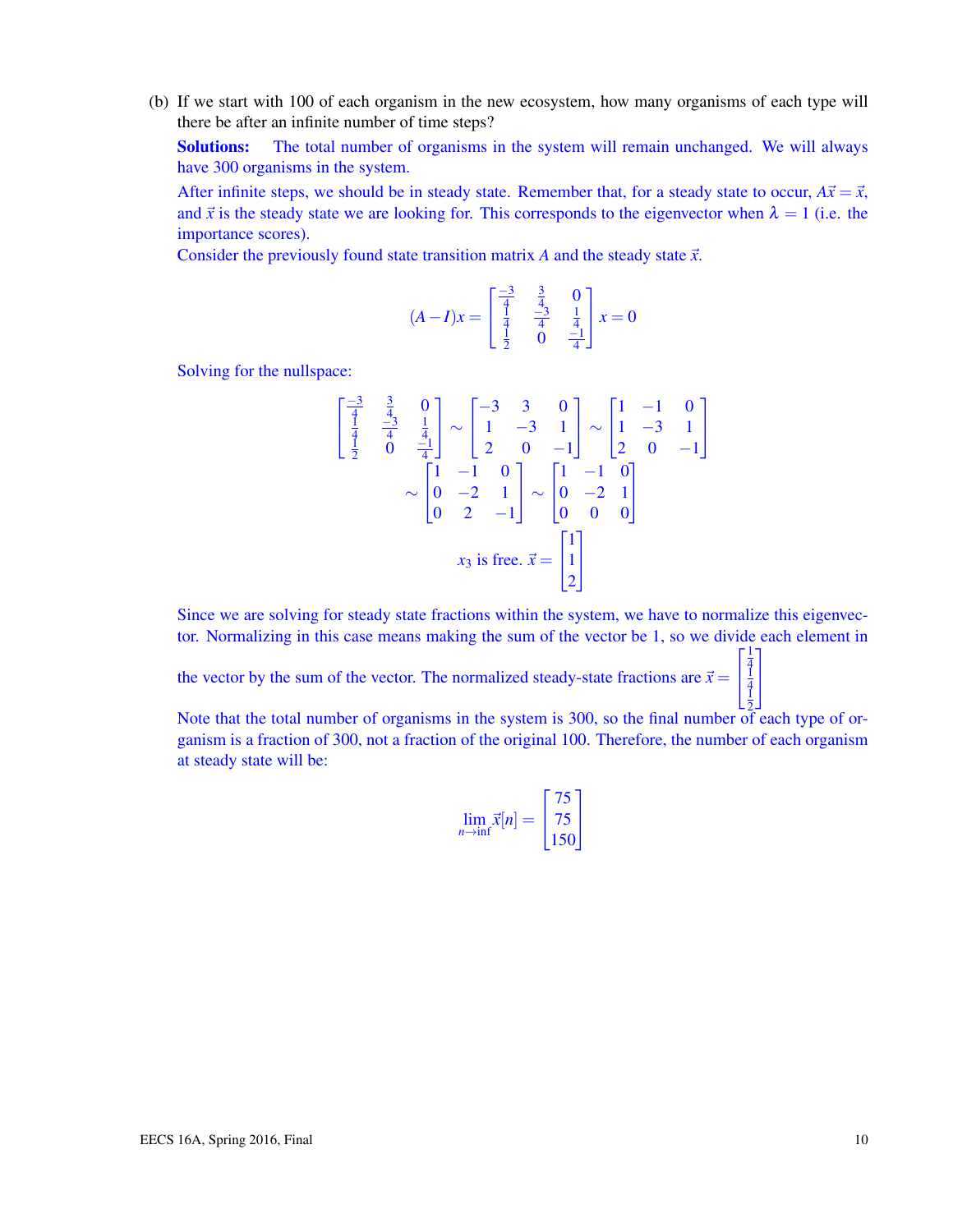(b) If we start with 100 of each organism in the new ecosystem, how many organisms of each type will there be after an infinite number of time steps?

**Solutions:** The total number of organisms in the system will remain unchanged. We will always have 300 organisms in the system.

After infinite steps, we should be in steady state. Remember that, for a steady state to occur, $A\vec{x} = \vec{x}$, and $\vec{x}$ is the steady state we are looking for. This corresponds to the eigenvector when $\lambda = 1$ (i.e. the importance scores).

Consider the previously found state transition matrix $A$ and the steady state $\vec{x}$.

$$(A-I)x = \begin{bmatrix} \frac{-3}{4} & \frac{3}{4} & 0 \\ \frac{1}{4} & \frac{-3}{4} & \frac{1}{4} \\ \frac{1}{2} & 0 & \frac{-1}{4} \end{bmatrix} x = 0$$

Solving for the nullspace:

$$\begin{bmatrix} \frac{-3}{4} & \frac{3}{4} & 0 \\ \frac{1}{4} & \frac{-3}{4} & \frac{1}{4} \\ \frac{1}{2} & 0 & \frac{-1}{4} \end{bmatrix} \sim \begin{bmatrix} -3 & 3 & 0 \\ 1 & -3 & 1 \\ 2 & 0 & -1 \end{bmatrix} \sim \begin{bmatrix} 1 & -1 & 0 \\ 1 & -3 & 1 \\ 2 & 0 & -1 \end{bmatrix}$$

$$\sim \begin{bmatrix} 1 & -1 & 0 \\ 0 & -2 & 1 \\ 0 & 2 & -1 \end{bmatrix} \sim \begin{bmatrix} 1 & -1 & 0 \\ 0 & -2 & 1 \\ 0 & 0 & 0 \end{bmatrix}$$

$$x_3 \text{ is free. } \vec{x} = \begin{bmatrix} 1 \\ 1 \\ 2 \end{bmatrix}$$

Since we are solving for steady state fractions within the system, we have to normalize this eigenvector. Normalizing in this case means making the sum of the vector be 1, so we divide each element in the vector by the sum of the vector. The normalized steady-state fractions are $\vec{x} = \begin{bmatrix} \frac{1}{4} \\ \frac{1}{4} \\ \frac{1}{2} \end{bmatrix}$

Note that the total number of organisms in the system is 300, so the final number of each type of organism is a fraction of 300, not a fraction of the original 100. Therefore, the number of each organism at steady state will be:

$$\lim_{n \to \inf} \vec{x}[n] = \begin{bmatrix} 75 \\ 75 \\ 150 \end{bmatrix}$$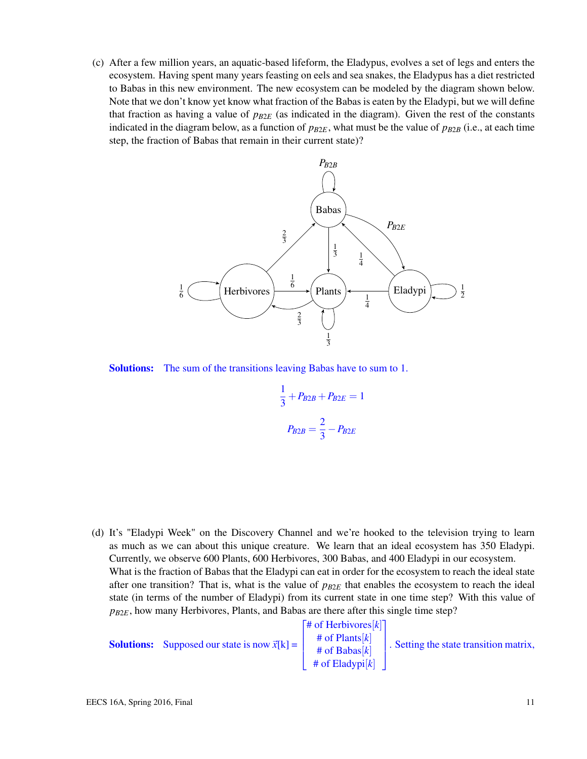(c) After a few million years, an aquatic-based lifeform, the Eladypus, evolves a set of legs and enters the ecosystem. Having spent many years feasting on eels and sea snakes, the Eladypus has a diet restricted to Babas in this new environment. The new ecosystem can be modeled by the diagram shown below. Note that we don't know yet know what fraction of the Babas is eaten by the Eladypi, but we will define that fraction as having a value of $p_{B2E}$ (as indicated in the diagram). Given the rest of the constants indicated in the diagram below, as a function of $p_{B2E}$, what must be the value of $p_{B2B}$ (i.e., at each time step, the fraction of Babas that remain in their current state)?

**Solutions:** The sum of the transitions leaving Babas have to sum to 1.

$$\frac{1}{3} + P_{B2B} + P_{B2E} = 1$$

$$P_{B2B} = \frac{2}{3} - P_{B2E}$$

(d) It's "Eladypi Week" on the Discovery Channel and we're hooked to the television trying to learn as much as we can about this unique creature. We learn that an ideal ecosystem has 350 Eladypi. Currently, we observe 600 Plants, 600 Herbivores, 300 Babas, and 400 Eladypi in our ecosystem. What is the fraction of Babas that the Eladypi can eat in order for the ecosystem to reach the ideal state after one transition? That is, what is the value of $p_{B2E}$ that enables the ecosystem to reach the ideal state (in terms of the number of Eladypi) from its current state in one time step? With this value of $p_{B2E}$, how many Herbivores, Plants, and Babas are there after this single time step?

**Solutions:** Supposed our state is now $\vec{x}[k] = \begin{bmatrix} \text{\# of Herbivores}[k] \\ \text{\# of Plants}[k] \\ \text{\# of Babas}[k] \\ \text{\# of Eladypi}[k] \end{bmatrix}$. Setting the state transition matrix,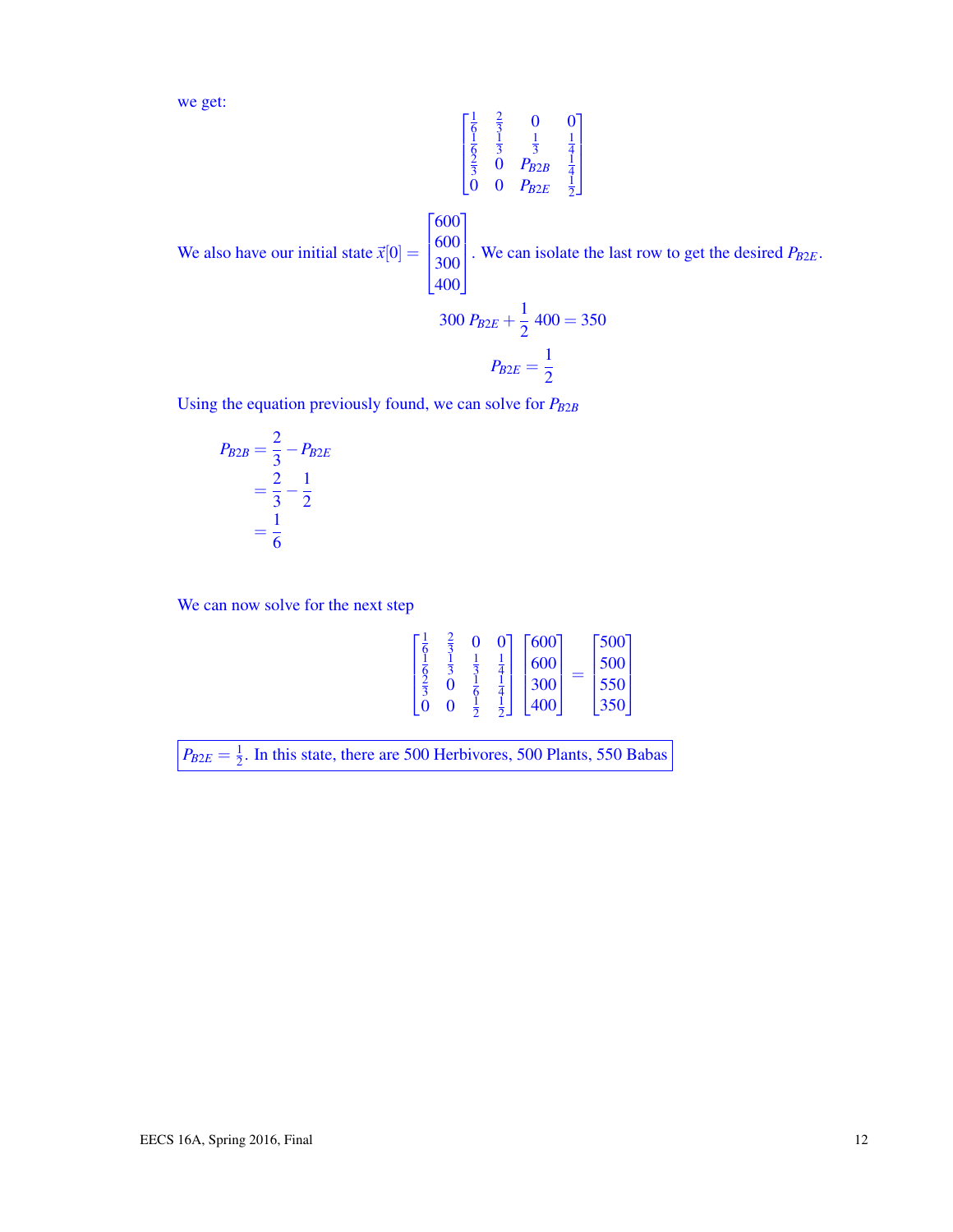we get:

$$\begin{bmatrix} \frac{1}{6} & \frac{2}{3} & 0 & 0 \\ \frac{1}{6} & \frac{1}{3} & \frac{1}{3} & \frac{1}{4} \\ \frac{2}{3} & 0 & P_{B2B} & \frac{1}{4} \\ 0 & 0 & P_{B2E} & \frac{1}{2} \end{bmatrix}$$

We also have our initial state $\vec{x}[0] = \begin{bmatrix} 600 \\ 600 \\ 300 \\ 400 \end{bmatrix}$. We can isolate the last row to get the desired $P_{B2E}$.

$$300\ P_{B2E} + \frac{1}{2}\ 400 = 350$$

$$P_{B2E} = \frac{1}{2}$$

Using the equation previously found, we can solve for $P_{B2B}$

$$\begin{aligned} P_{B2B} &= \frac{2}{3} - P_{B2E} \\ &= \frac{2}{3} - \frac{1}{2} \\ &= \frac{1}{6} \end{aligned}$$

We can now solve for the next step

$$\begin{bmatrix} \frac{1}{6} & \frac{2}{3} & 0 & 0 \\ \frac{1}{6} & \frac{1}{3} & \frac{1}{3} & \frac{1}{4} \\ \frac{2}{3} & 0 & \frac{1}{6} & \frac{1}{4} \\ 0 & 0 & \frac{1}{2} & \frac{1}{2} \end{bmatrix} \begin{bmatrix} 600 \\ 600 \\ 300 \\ 400 \end{bmatrix} = \begin{bmatrix} 500 \\ 500 \\ 550 \\ 350 \end{bmatrix}$$

$P_{B2E} = \frac{1}{2}$. In this state, there are 500 Herbivores, 500 Plants, 550 Babas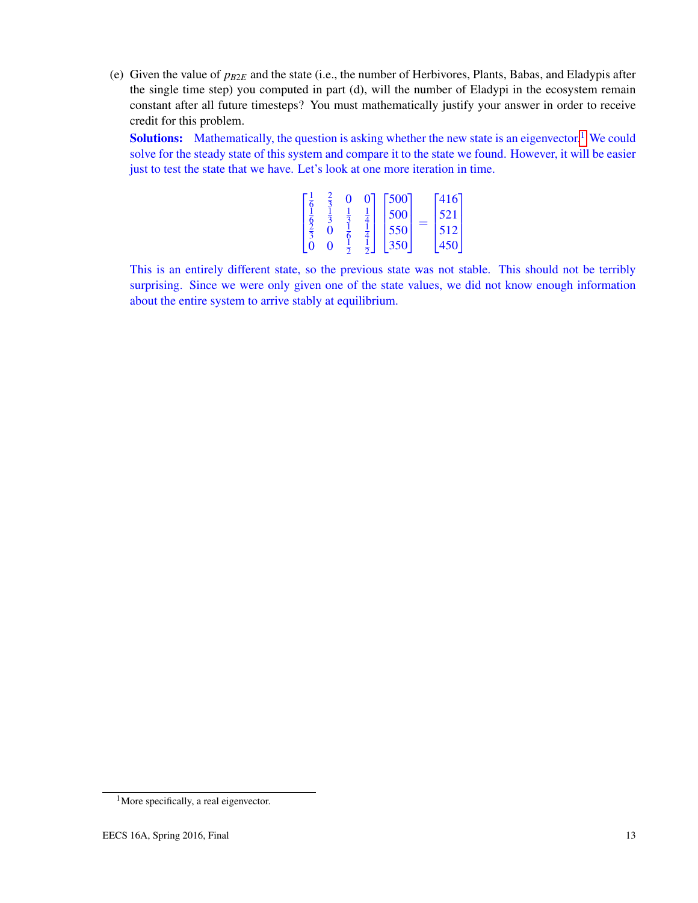(e) Given the value of $p_{B2E}$ and the state (i.e., the number of Herbivores, Plants, Babas, and Eladypis after the single time step) you computed in part (d), will the number of Eladypi in the ecosystem remain constant after all future timesteps? You must mathematically justify your answer in order to receive credit for this problem.

**Solutions:** Mathematically, the question is asking whether the new state is an eigenvector.[1] We could solve for the steady state of this system and compare it to the state we found. However, it will be easier just to test the state that we have. Let's look at one more iteration in time.

$$\begin{bmatrix} \frac{1}{6} & \frac{2}{3} & 0 & 0 \\ \frac{1}{6} & \frac{1}{3} & \frac{1}{3} & \frac{1}{4} \\ \frac{2}{3} & 0 & \frac{1}{6} & \frac{1}{4} \\ 0 & 0 & \frac{1}{2} & \frac{1}{2} \end{bmatrix} \begin{bmatrix} 500 \\ 500 \\ 550 \\ 350 \end{bmatrix} = \begin{bmatrix} 416 \\ 521 \\ 512 \\ 450 \end{bmatrix}$$

This is an entirely different state, so the previous state was not stable. This should not be terribly surprising. Since we were only given one of the state values, we did not know enough information about the entire system to arrive stably at equilibrium.

[1] More specifically, a real eigenvector.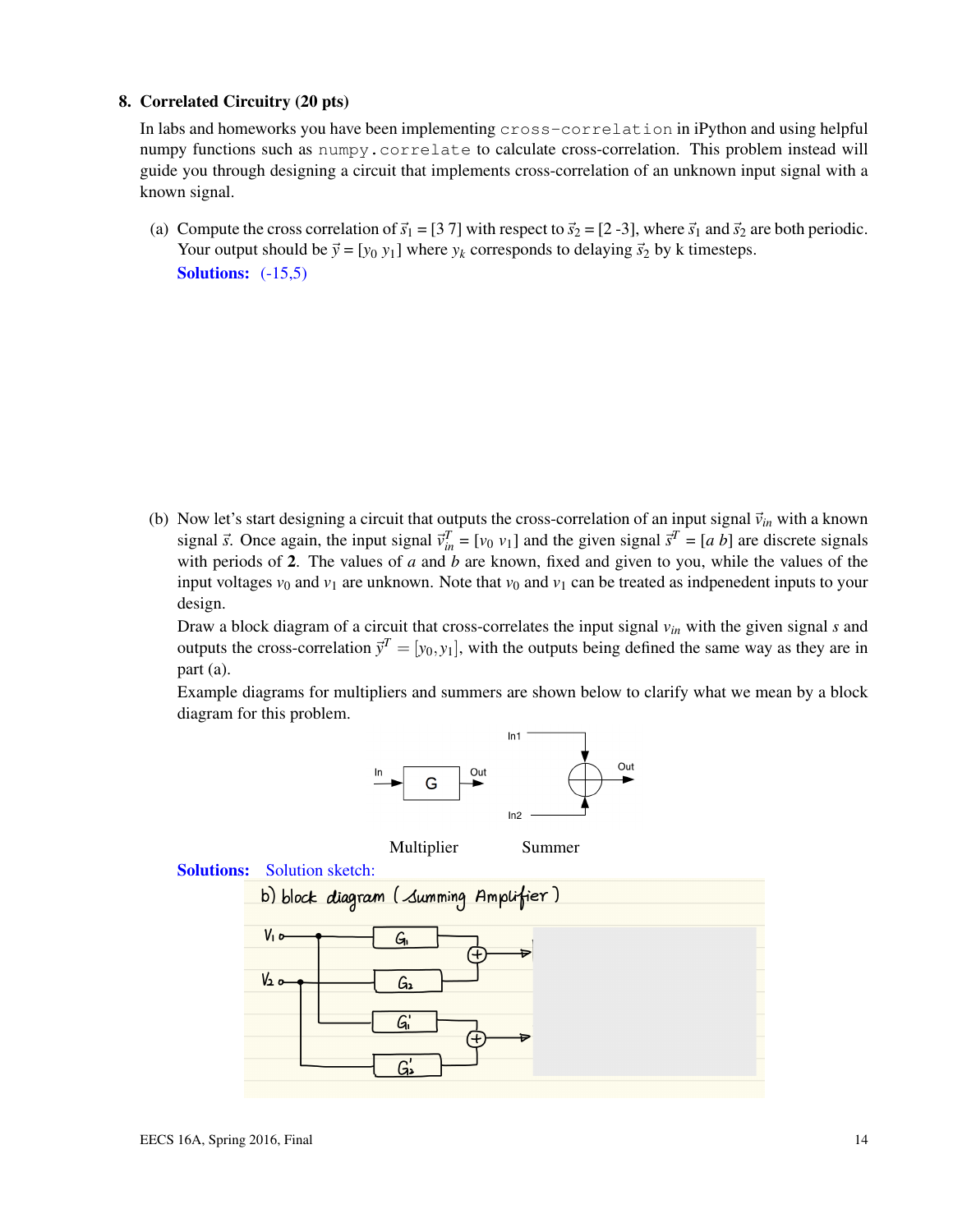**8. Correlated Circuitry (20 pts)**

In labs and homeworks you have been implementing `cross-correlation` in iPython and using helpful numpy functions such as `numpy.correlate` to calculate cross-correlation. This problem instead will guide you through designing a circuit that implements cross-correlation of an unknown input signal with a known signal.

(a) Compute the cross correlation of $\vec{s}_1$ = [3 7] with respect to $\vec{s}_2$ = [2 -3], where $\vec{s}_1$ and $\vec{s}_2$ are both periodic. Your output should be $\vec{y}$ = [$y_0$ $y_1$] where $y_k$ corresponds to delaying $\vec{s}_2$ by k timesteps.

**Solutions:** (-15,5)

(b) Now let's start designing a circuit that outputs the cross-correlation of an input signal $\vec{v}_{in}$ with a known signal $\vec{s}$. Once again, the input signal $\vec{v}_{in}^T$ = [$v_0$ $v_1$] and the given signal $\vec{s}^T$ = [$a$ $b$] are discrete signals with periods of **2**. The values of $a$ and $b$ are known, fixed and given to you, while the values of the input voltages $v_0$ and $v_1$ are unknown. Note that $v_0$ and $v_1$ can be treated as indpenedent inputs to your design.

Draw a block diagram of a circuit that cross-correlates the input signal $v_{in}$ with the given signal $s$ and outputs the cross-correlation $\vec{y}^T = [y_0, y_1]$, with the outputs being defined the same way as they are in part (a).

Example diagrams for multipliers and summers are shown below to clarify what we mean by a block diagram for this problem.

Multiplier          Summer

**Solutions:** Solution sketch:

b) block diagram (Summing Amplifier)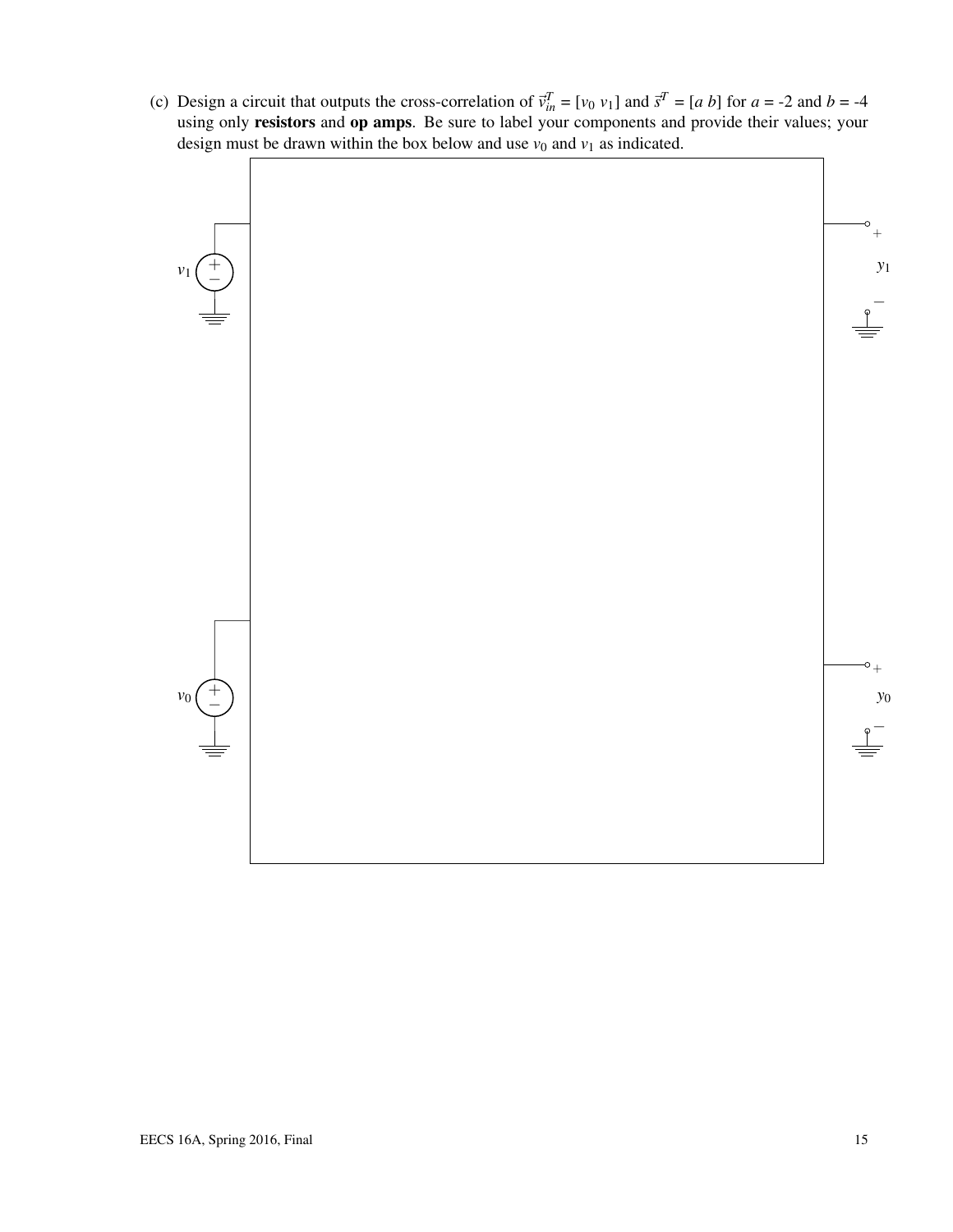(c) Design a circuit that outputs the cross-correlation of $\vec{v}_{in}^T = [v_0\ v_1]$ and $\vec{s}^T = [a\ b]$ for $a$ = -2 and $b$ = -4 using only **resistors** and **op amps**. Be sure to label your components and provide their values; your design must be drawn within the box below and use $v_0$ and $v_1$ as indicated.

$v_1$

$y_1$

$v_0$

$y_0$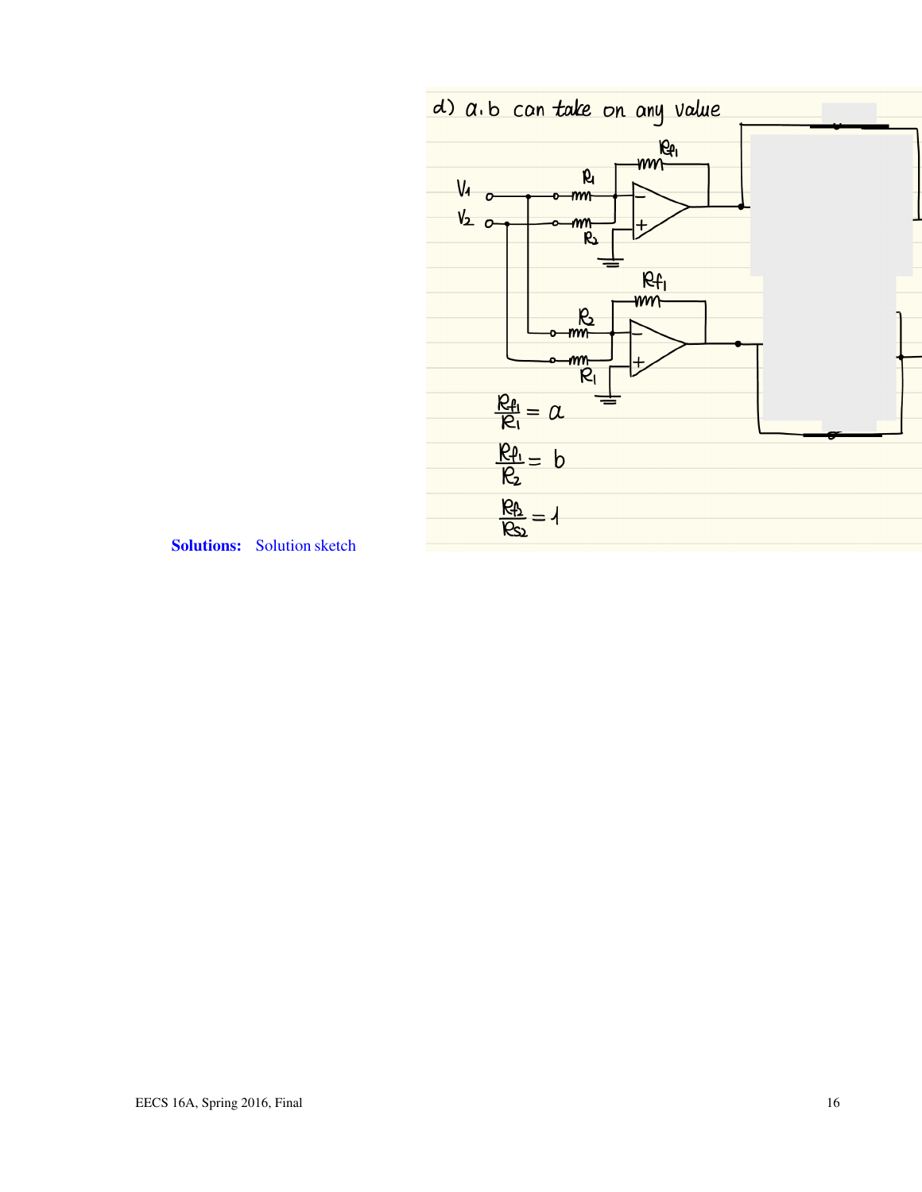**Solutions:** Solution sketch

d) a, b can take on any value

$$\frac{R_{f1}}{R_1} = a$$

$$\frac{R_{f1}}{R_2} = b$$

$$\frac{R_{f2}}{R_{S2}} = 1$$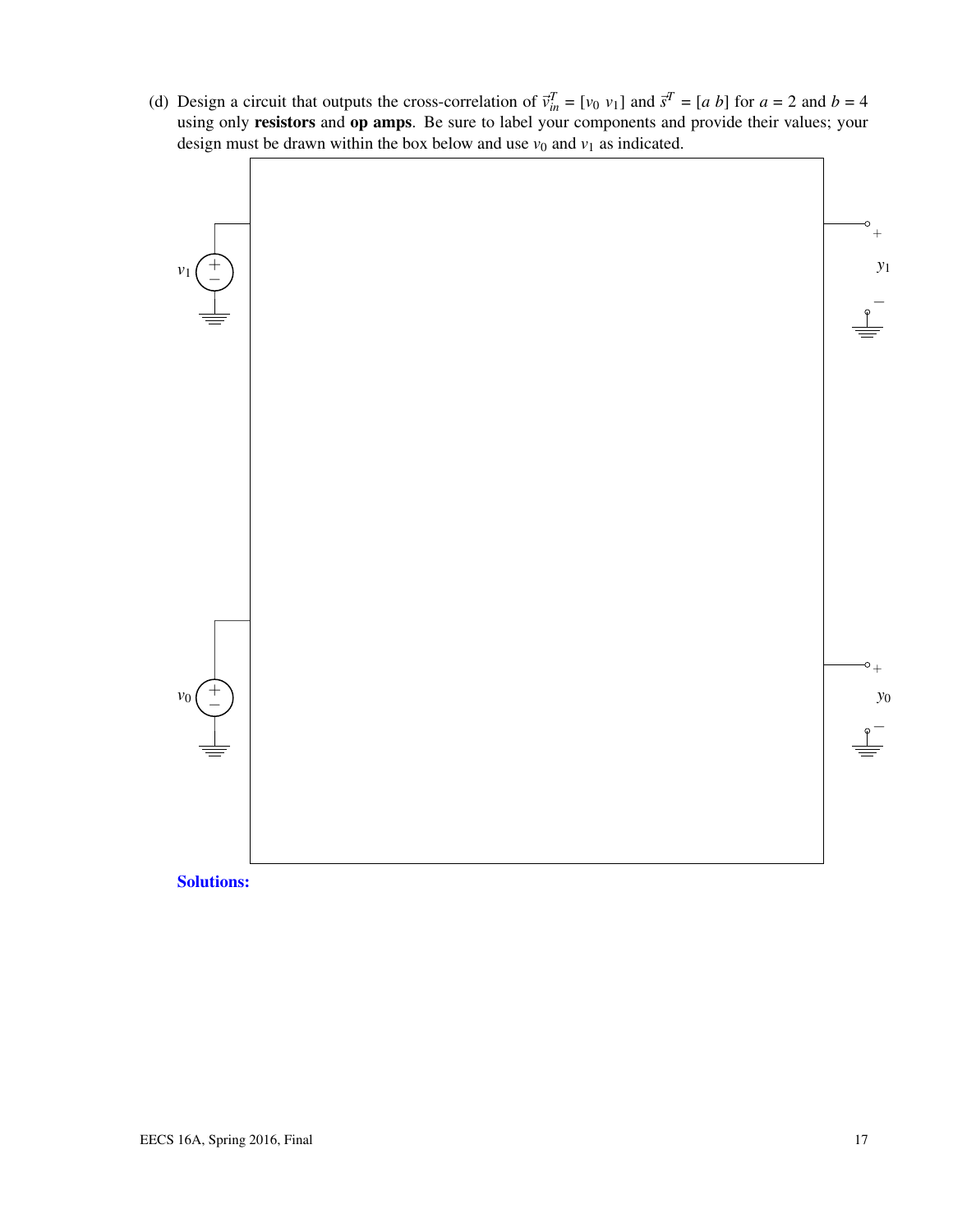(d) Design a circuit that outputs the cross-correlation of $\vec{v}_{in}^T = [v_0\ v_1]$ and $\vec{s}^T = [a\ b]$ for $a = 2$ and $b = 4$ using only **resistors** and **op amps**. Be sure to label your components and provide their values; your design must be drawn within the box below and use $v_0$ and $v_1$ as indicated.

$v_1$

$y_1$

$v_0$

$y_0$

**Solutions:**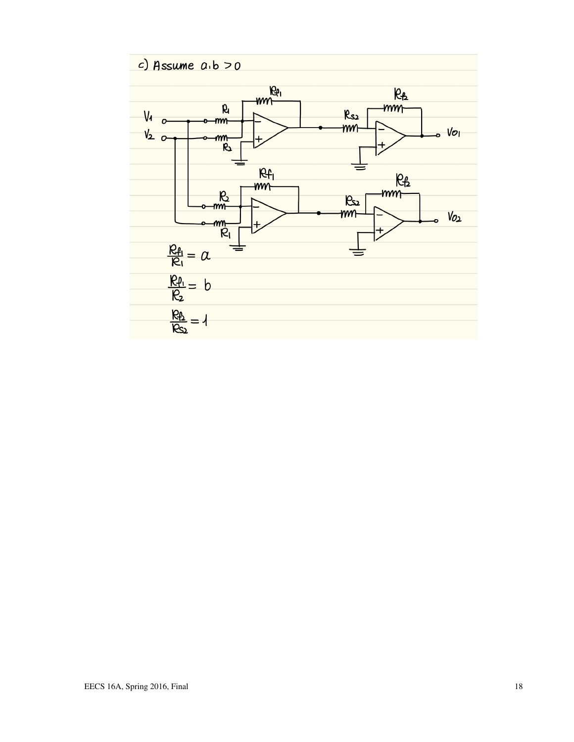c) Assume $a, b > 0$

$$\frac{R_{f1}}{R_1} = a$$

$$\frac{R_{f1}}{R_2} = b$$

$$\frac{R_{f2}}{R_{S2}} = 1$$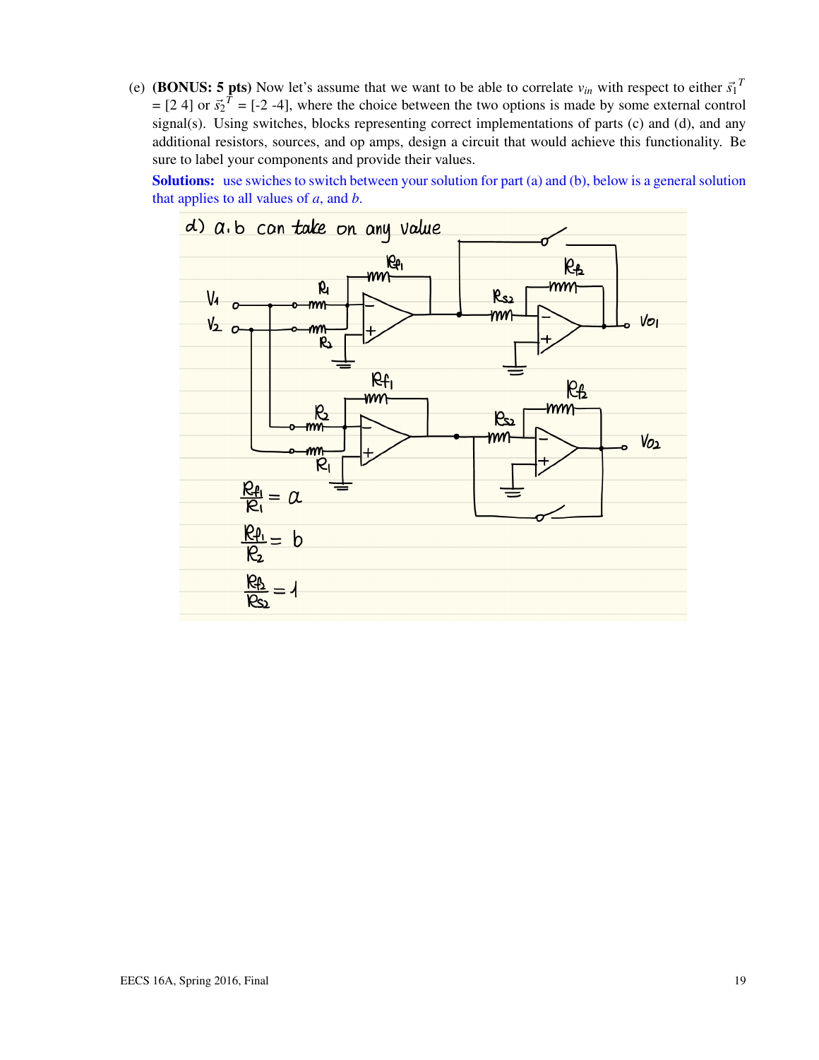(e) **(BONUS: 5 pts)** Now let's assume that we want to be able to correlate $v_{in}$ with respect to either $\vec{s}_1^{\,T}$ = [2 4] or $\vec{s}_2^{\,T}$ = [-2 -4], where the choice between the two options is made by some external control signal(s). Using switches, blocks representing correct implementations of parts (c) and (d), and any additional resistors, sources, and op amps, design a circuit that would achieve this functionality. Be sure to label your components and provide their values.

**Solutions:** use swiches to switch between your solution for part (a) and (b), below is a general solution that applies to all values of $a$, and $b$.

d) a, b can take on any value

$$\frac{R_{f1}}{R_1} = a$$

$$\frac{R_{f1}}{R_2} = b$$

$$\frac{R_{f2}}{R_{s2}} = 1$$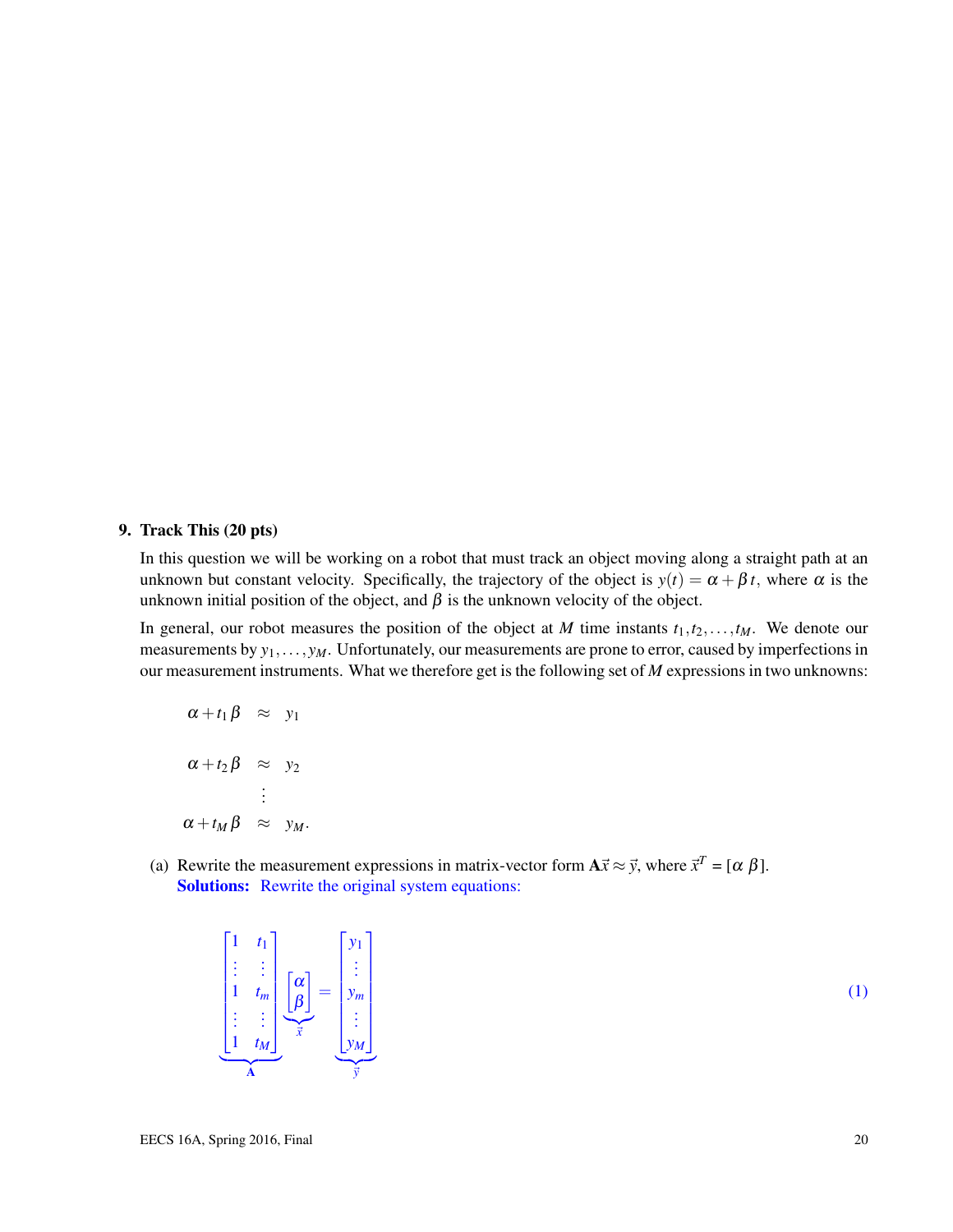## 9. Track This (20 pts)

In this question we will be working on a robot that must track an object moving along a straight path at an unknown but constant velocity. Specifically, the trajectory of the object is $y(t) = \alpha + \beta t$, where $\alpha$ is the unknown initial position of the object, and $\beta$ is the unknown velocity of the object.

In general, our robot measures the position of the object at $M$ time instants $t_1, t_2, \ldots, t_M$. We denote our measurements by $y_1, \ldots, y_M$. Unfortunately, our measurements are prone to error, caused by imperfections in our measurement instruments. What we therefore get is the following set of $M$ expressions in two unknowns:

$$
\begin{aligned}
\alpha + t_1 \beta &\approx y_1 \\
\alpha + t_2 \beta &\approx y_2 \\
&\vdots \\
\alpha + t_M \beta &\approx y_M.
\end{aligned}
$$

(a) Rewrite the measurement expressions in matrix-vector form $\mathbf{A}\vec{x} \approx \vec{y}$, where $\vec{x}^T = [\alpha \ \beta]$.

**Solutions:** Rewrite the original system equations:

$$
\underbrace{\begin{bmatrix} 1 & t_1 \\ \vdots & \vdots \\ 1 & t_m \\ \vdots & \vdots \\ 1 & t_M \end{bmatrix}}_{\mathbf{A}} \underbrace{\begin{bmatrix} \alpha \\ \beta \end{bmatrix}}_{\vec{x}} = \underbrace{\begin{bmatrix} y_1 \\ \vdots \\ y_m \\ \vdots \\ y_M \end{bmatrix}}_{\vec{y}} \tag{1}
$$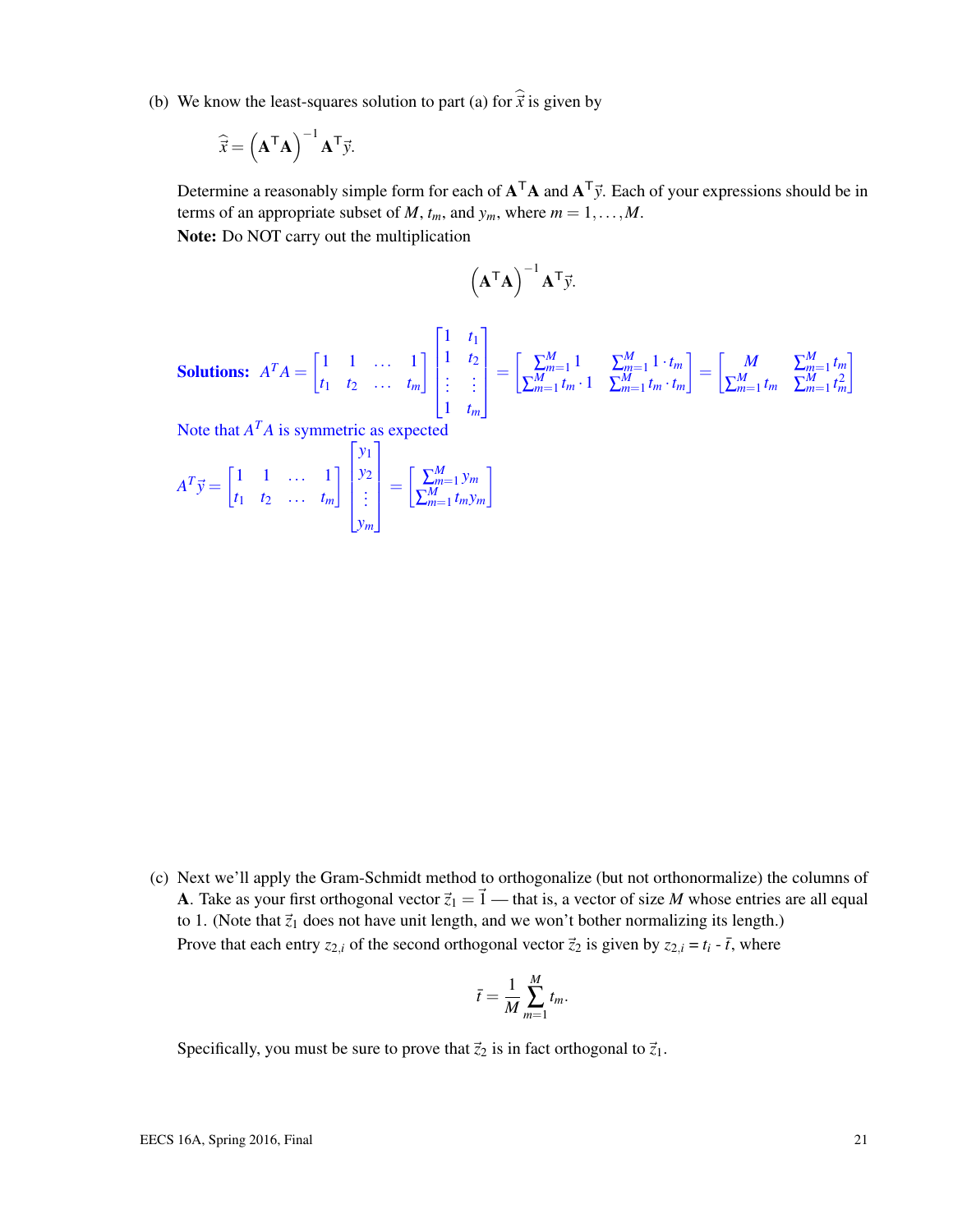(b) We know the least-squares solution to part (a) for $\widehat{\vec{x}}$ is given by

$$\widehat{\vec{x}} = \left(\mathbf{A}^\top \mathbf{A}\right)^{-1} \mathbf{A}^\top \vec{y}.$$

Determine a reasonably simple form for each of $\mathbf{A}^\top \mathbf{A}$ and $\mathbf{A}^\top \vec{y}$. Each of your expressions should be in terms of an appropriate subset of $M$, $t_m$, and $y_m$, where $m = 1, \ldots, M$.

**Note:** Do NOT carry out the multiplication

$$\left(\mathbf{A}^\top \mathbf{A}\right)^{-1} \mathbf{A}^\top \vec{y}.$$

**Solutions:** $A^T A = \begin{bmatrix} 1 & 1 & \ldots & 1 \\ t_1 & t_2 & \ldots & t_m \end{bmatrix} \begin{bmatrix} 1 & t_1 \\ 1 & t_2 \\ \vdots & \vdots \\ 1 & t_m \end{bmatrix} = \begin{bmatrix} \sum_{m=1}^M 1 & \sum_{m=1}^M 1 \cdot t_m \\ \sum_{m=1}^M t_m \cdot 1 & \sum_{m=1}^M t_m \cdot t_m \end{bmatrix} = \begin{bmatrix} M & \sum_{m=1}^M t_m \\ \sum_{m=1}^M t_m & \sum_{m=1}^M t_m^2 \end{bmatrix}$

Note that $A^T A$ is symmetric as expected

$A^T \vec{y} = \begin{bmatrix} 1 & 1 & \ldots & 1 \\ t_1 & t_2 & \ldots & t_m \end{bmatrix} \begin{bmatrix} y_1 \\ y_2 \\ \vdots \\ y_m \end{bmatrix} = \begin{bmatrix} \sum_{m=1}^M y_m \\ \sum_{m=1}^M t_m y_m \end{bmatrix}$

(c) Next we'll apply the Gram-Schmidt method to orthogonalize (but not orthonormalize) the columns of $\mathbf{A}$. Take as your first orthogonal vector $\vec{z}_1 = \vec{1}$ — that is, a vector of size $M$ whose entries are all equal to 1. (Note that $\vec{z}_1$ does not have unit length, and we won't bother normalizing its length.)

Prove that each entry $z_{2,i}$ of the second orthogonal vector $\vec{z}_2$ is given by $z_{2,i} = t_i - \bar{t}$, where

$$\bar{t} = \frac{1}{M} \sum_{m=1}^M t_m.$$

Specifically, you must be sure to prove that $\vec{z}_2$ is in fact orthogonal to $\vec{z}_1$.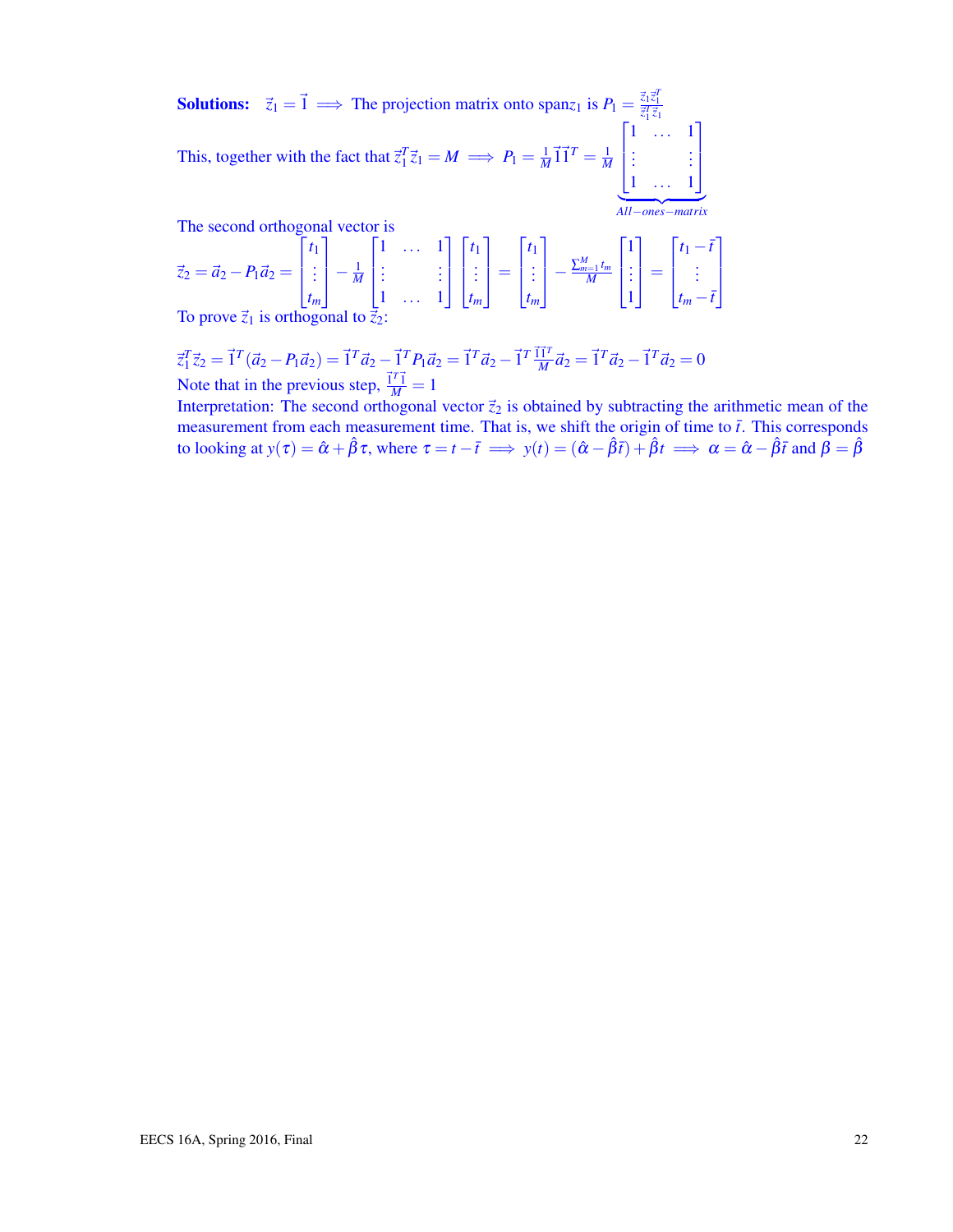**Solutions:** $\vec{z}_1 = \vec{1} \implies$ The projection matrix onto span$z_1$ is $P_1 = \frac{\vec{z}_1 \vec{z}_1^T}{\vec{z}_1^T \vec{z}_1}$

This, together with the fact that $\vec{z}_1^T \vec{z}_1 = M \implies P_1 = \frac{1}{M} \vec{1}\vec{1}^T = \frac{1}{M} \underbrace{\begin{bmatrix} 1 & \dots & 1 \\ \vdots & & \vdots \\ 1 & \dots & 1 \end{bmatrix}}_{All-ones-matrix}$

The second orthogonal vector is

$$\vec{z}_2 = \vec{a}_2 - P_1 \vec{a}_2 = \begin{bmatrix} t_1 \\ \vdots \\ t_m \end{bmatrix} - \frac{1}{M} \begin{bmatrix} 1 & \dots & 1 \\ \vdots & & \vdots \\ 1 & \dots & 1 \end{bmatrix} \begin{bmatrix} t_1 \\ \vdots \\ t_m \end{bmatrix} = \begin{bmatrix} t_1 \\ \vdots \\ t_m \end{bmatrix} - \frac{\sum_{m=1}^{M} t_m}{M} \begin{bmatrix} 1 \\ \vdots \\ 1 \end{bmatrix} = \begin{bmatrix} t_1 - \bar{t} \\ \vdots \\ t_m - \bar{t} \end{bmatrix}$$

To prove $\vec{z}_1$ is orthogonal to $\vec{z}_2$:

$$\vec{z}_1^T \vec{z}_2 = \vec{1}^T (\vec{a}_2 - P_1 \vec{a}_2) = \vec{1}^T \vec{a}_2 - \vec{1}^T P_1 \vec{a}_2 = \vec{1}^T \vec{a}_2 - \vec{1}^T \frac{\vec{1}\vec{1}^T}{M} \vec{a}_2 = \vec{1}^T \vec{a}_2 - \vec{1}^T \vec{a}_2 = 0$$

Note that in the previous step, $\frac{\vec{1}^T \vec{1}}{M} = 1$

Interpretation: The second orthogonal vector $\vec{z}_2$ is obtained by subtracting the arithmetic mean of the measurement from each measurement time. That is, we shift the origin of time to $\bar{t}$. This corresponds to looking at $y(\tau) = \hat{\alpha} + \hat{\beta}\tau$, where $\tau = t - \bar{t} \implies y(t) = (\hat{\alpha} - \hat{\beta}\bar{t}) + \hat{\beta}t \implies \alpha = \hat{\alpha} - \hat{\beta}\bar{t}$ and $\beta = \hat{\beta}$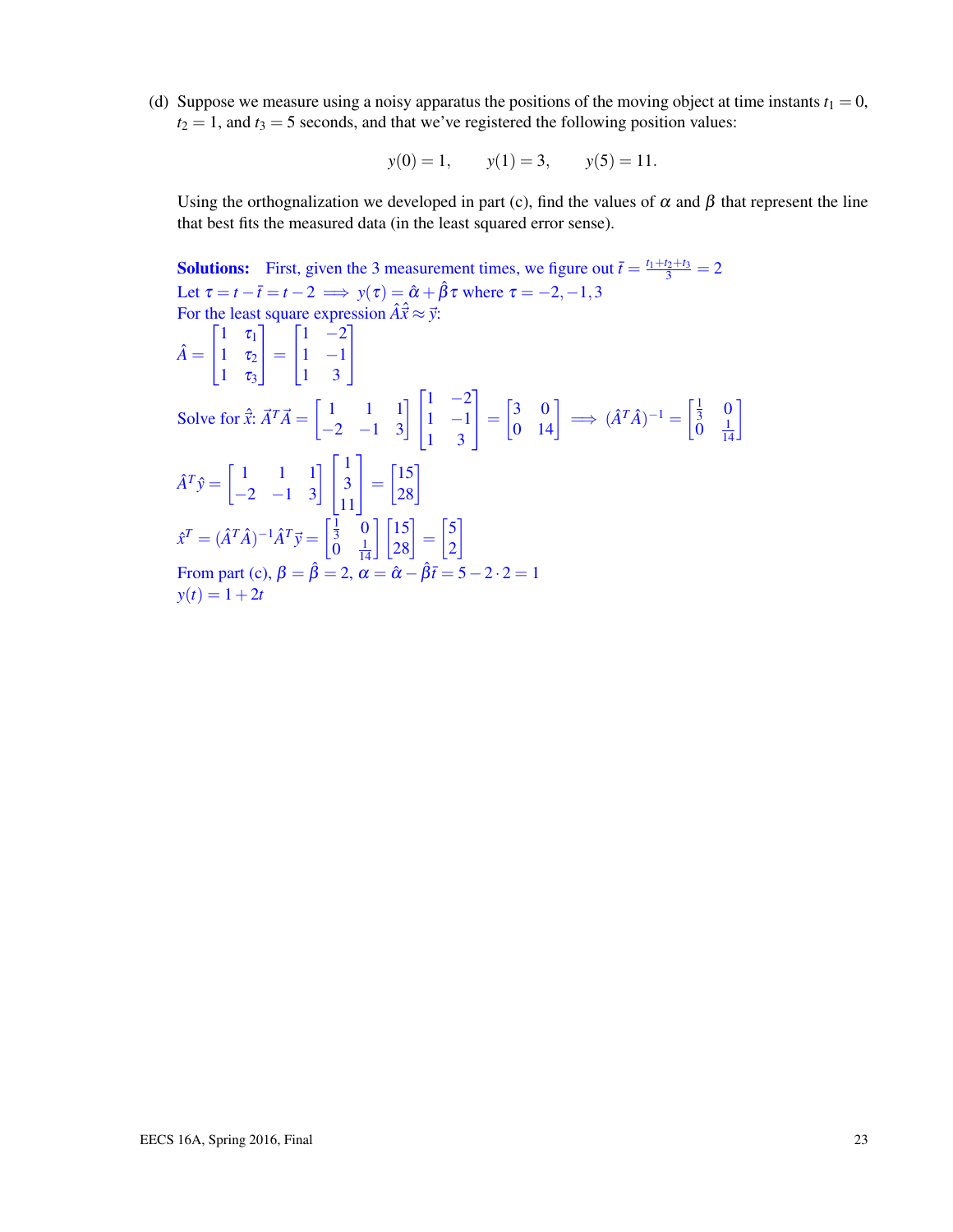(d) Suppose we measure using a noisy apparatus the positions of the moving object at time instants $t_1 = 0$, $t_2 = 1$, and $t_3 = 5$ seconds, and that we've registered the following position values:

$$y(0) = 1, \qquad y(1) = 3, \qquad y(5) = 11.$$

Using the orthognalization we developed in part (c), find the values of $\alpha$ and $\beta$ that represent the line that best fits the measured data (in the least squared error sense).

**Solutions:** First, given the 3 measurement times, we figure out $\bar{t} = \frac{t_1+t_2+t_3}{3} = 2$
Let $\tau = t - \bar{t} = t - 2 \implies y(\tau) = \hat{\alpha} + \hat{\beta}\tau$ where $\tau = -2, -1, 3$
For the least square expression $\hat{A}\hat{\vec{x}} \approx \vec{y}$:

$$\hat{A} = \begin{bmatrix} 1 & \tau_1 \\ 1 & \tau_2 \\ 1 & \tau_3 \end{bmatrix} = \begin{bmatrix} 1 & -2 \\ 1 & -1 \\ 1 & 3 \end{bmatrix}$$

Solve for $\hat{\vec{x}}$: $\vec{A}^T\vec{A} = \begin{bmatrix} 1 & 1 & 1 \\ -2 & -1 & 3 \end{bmatrix} \begin{bmatrix} 1 & -2 \\ 1 & -1 \\ 1 & 3 \end{bmatrix} = \begin{bmatrix} 3 & 0 \\ 0 & 14 \end{bmatrix} \implies (\hat{A}^T\hat{A})^{-1} = \begin{bmatrix} \frac{1}{3} & 0 \\ 0 & \frac{1}{14} \end{bmatrix}$

$$\hat{A}^T\hat{y} = \begin{bmatrix} 1 & 1 & 1 \\ -2 & -1 & 3 \end{bmatrix} \begin{bmatrix} 1 \\ 3 \\ 11 \end{bmatrix} = \begin{bmatrix} 15 \\ 28 \end{bmatrix}$$

$$\hat{x}^T = (\hat{A}^T\hat{A})^{-1}\hat{A}^T\vec{y} = \begin{bmatrix} \frac{1}{3} & 0 \\ 0 & \frac{1}{14} \end{bmatrix} \begin{bmatrix} 15 \\ 28 \end{bmatrix} = \begin{bmatrix} 5 \\ 2 \end{bmatrix}$$

From part (c), $\beta = \hat{\beta} = 2$, $\alpha = \hat{\alpha} - \hat{\beta}\bar{t} = 5 - 2 \cdot 2 = 1$
$y(t) = 1 + 2t$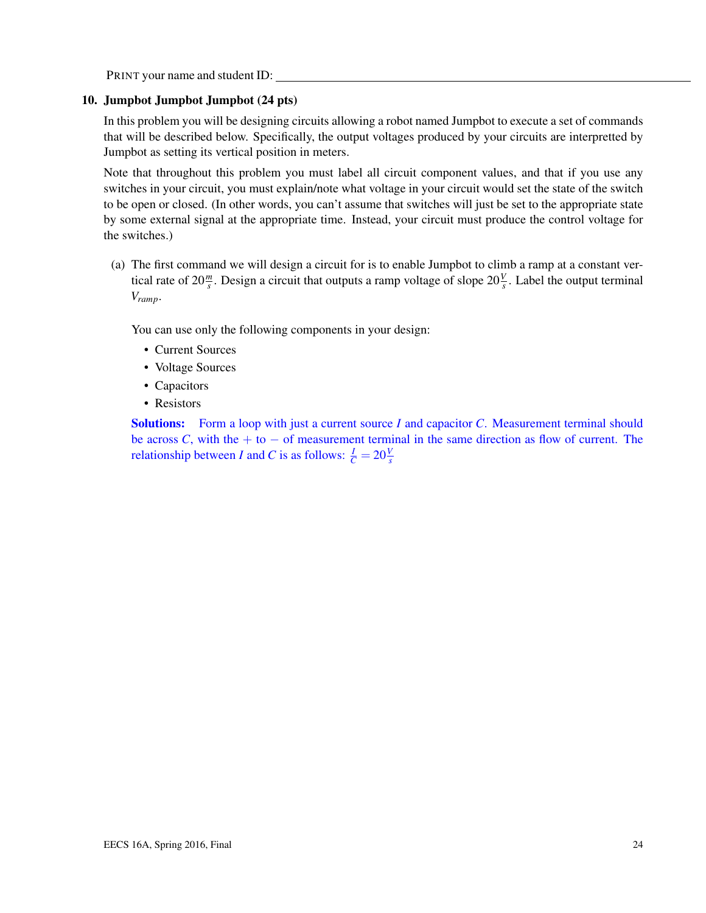PRINT your name and student ID: ____________________

## 10. Jumpbot Jumpbot Jumpbot (24 pts)

In this problem you will be designing circuits allowing a robot named Jumpbot to execute a set of commands that will be described below. Specifically, the output voltages produced by your circuits are interpretted by Jumpbot as setting its vertical position in meters.

Note that throughout this problem you must label all circuit component values, and that if you use any switches in your circuit, you must explain/note what voltage in your circuit would set the state of the switch to be open or closed. (In other words, you can't assume that switches will just be set to the appropriate state by some external signal at the appropriate time. Instead, your circuit must produce the control voltage for the switches.)

(a) The first command we will design a circuit for is to enable Jumpbot to climb a ramp at a constant vertical rate of $20\frac{m}{s}$. Design a circuit that outputs a ramp voltage of slope $20\frac{V}{s}$. Label the output terminal $V_{ramp}$.

You can use only the following components in your design:

- Current Sources
- Voltage Sources
- Capacitors
- Resistors

**Solutions:** Form a loop with just a current source $I$ and capacitor $C$. Measurement terminal should be across $C$, with the $+$ to $-$ of measurement terminal in the same direction as flow of current. The relationship between $I$ and $C$ is as follows: $\frac{I}{C} = 20\frac{V}{s}$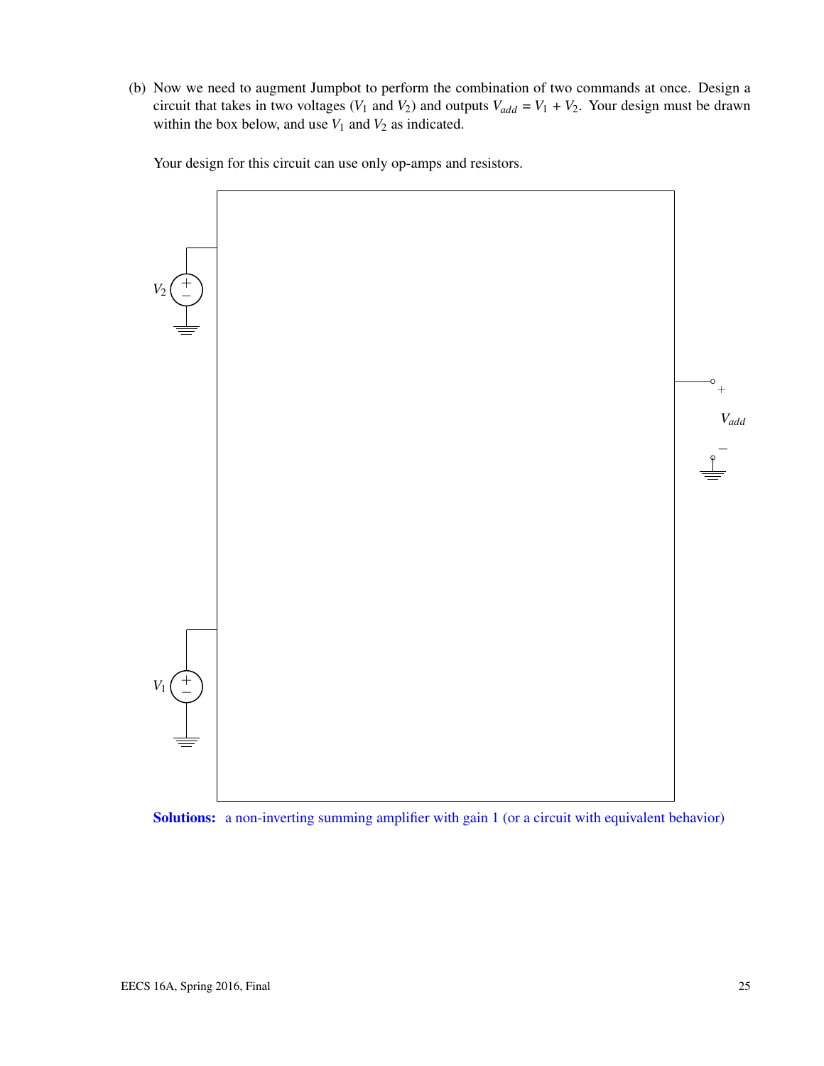(b) Now we need to augment Jumpbot to perform the combination of two commands at once. Design a circuit that takes in two voltages ($V_1$ and $V_2$) and outputs $V_{add} = V_1 + V_2$. Your design must be drawn within the box below, and use $V_1$ and $V_2$ as indicated.

Your design for this circuit can use only op-amps and resistors.

$V_2$

$V_{add}$

$V_1$

**Solutions:** a non-inverting summing amplifier with gain 1 (or a circuit with equivalent behavior)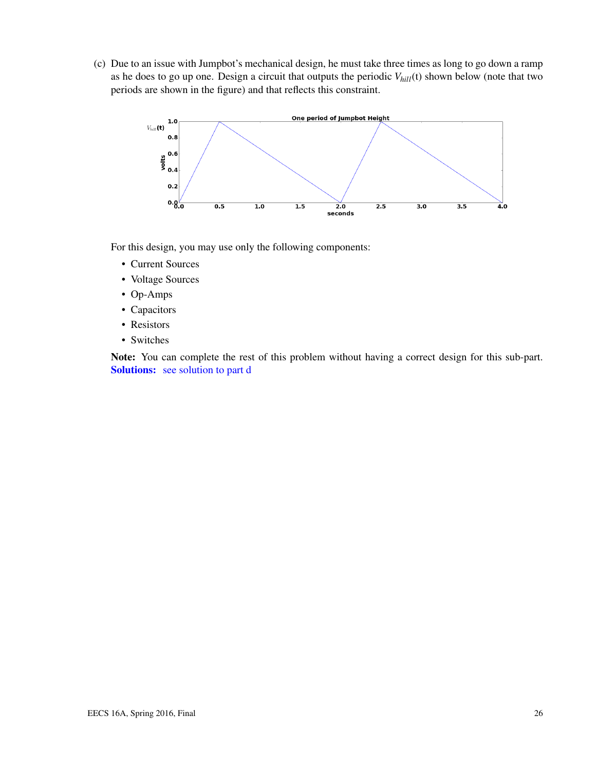(c) Due to an issue with Jumpbot's mechanical design, he must take three times as long to go down a ramp as he does to go up one. Design a circuit that outputs the periodic $V_{hill}(t)$ shown below (note that two periods are shown in the figure) and that reflects this constraint.

For this design, you may use only the following components:

- Current Sources
- Voltage Sources
- Op-Amps
- Capacitors
- Resistors
- Switches

**Note:** You can complete the rest of this problem without having a correct design for this sub-part.

**Solutions:** see solution to part d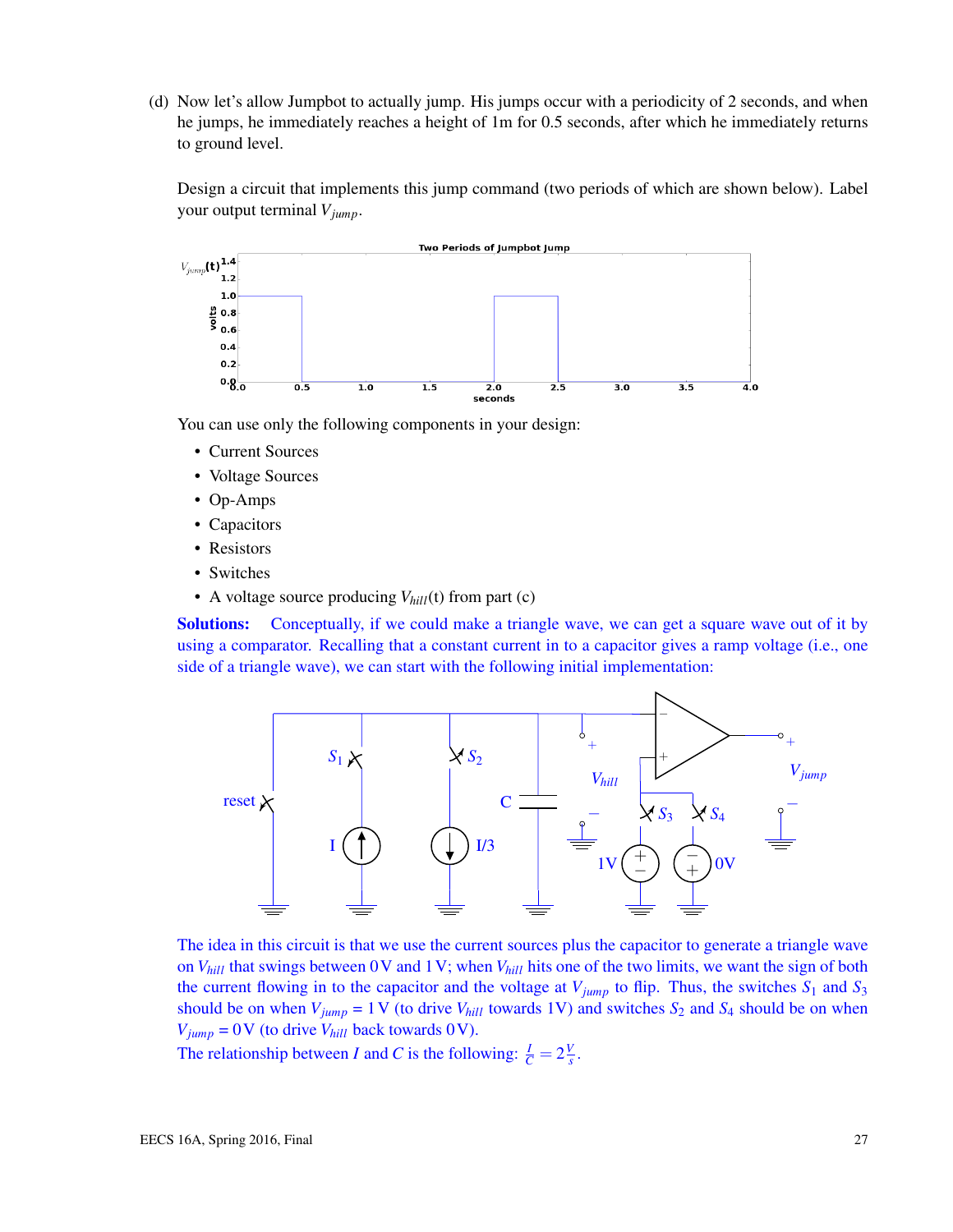(d) Now let's allow Jumpbot to actually jump. His jumps occur with a periodicity of 2 seconds, and when he jumps, he immediately reaches a height of 1m for 0.5 seconds, after which he immediately returns to ground level.

Design a circuit that implements this jump command (two periods of which are shown below). Label your output terminal $V_{jump}$.

You can use only the following components in your design:

- Current Sources
- Voltage Sources
- Op-Amps
- Capacitors
- Resistors
- Switches
- A voltage source producing $V_{hill}(t)$ from part (c)

**Solutions:** Conceptually, if we could make a triangle wave, we can get a square wave out of it by using a comparator. Recalling that a constant current in to a capacitor gives a ramp voltage (i.e., one side of a triangle wave), we can start with the following initial implementation:

The idea in this circuit is that we use the current sources plus the capacitor to generate a triangle wave on $V_{hill}$ that swings between 0 V and 1 V; when $V_{hill}$ hits one of the two limits, we want the sign of both the current flowing in to the capacitor and the voltage at $V_{jump}$ to flip. Thus, the switches $S_1$ and $S_3$ should be on when $V_{jump}$ = 1 V (to drive $V_{hill}$ towards 1V) and switches $S_2$ and $S_4$ should be on when $V_{jump}$ = 0 V (to drive $V_{hill}$ back towards 0 V).

The relationship between $I$ and $C$ is the following: $\frac{I}{C} = 2\frac{V}{s}$.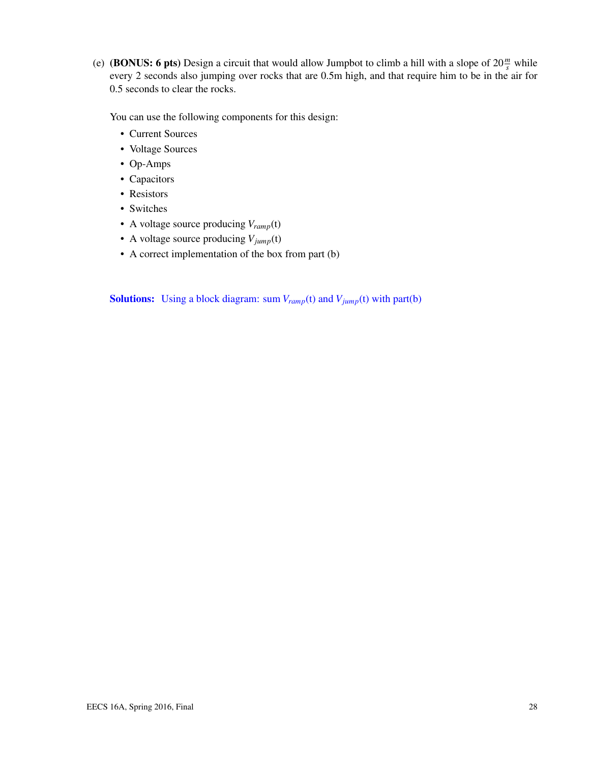(e) **(BONUS: 6 pts)** Design a circuit that would allow Jumpbot to climb a hill with a slope of $20\frac{m}{s}$ while every 2 seconds also jumping over rocks that are 0.5m high, and that require him to be in the air for 0.5 seconds to clear the rocks.

You can use the following components for this design:

- Current Sources
- Voltage Sources
- Op-Amps
- Capacitors
- Resistors
- Switches
- A voltage source producing $V_{ramp}$(t)
- A voltage source producing $V_{jump}$(t)
- A correct implementation of the box from part (b)

**Solutions:** Using a block diagram: sum $V_{ramp}$(t) and $V_{jump}$(t) with part(b)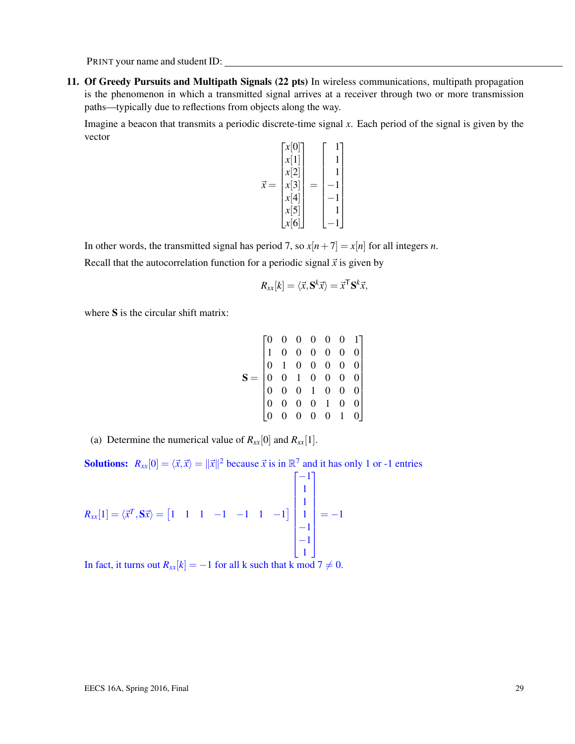PRINT your name and student ID: \_\_\_\_\_\_\_\_\_\_\_\_\_\_\_\_\_\_\_\_\_\_\_\_\_\_\_\_\_\_\_\_\_\_\_\_\_\_\_\_

**11. Of Greedy Pursuits and Multipath Signals (22 pts)** In wireless communications, multipath propagation is the phenomenon in which a transmitted signal arrives at a receiver through two or more transmission paths—typically due to reflections from objects along the way.

Imagine a beacon that transmits a periodic discrete-time signal $x$. Each period of the signal is given by the vector

$$\vec{x} = \begin{bmatrix} x[0] \\ x[1] \\ x[2] \\ x[3] \\ x[4] \\ x[5] \\ x[6] \end{bmatrix} = \begin{bmatrix} 1 \\ 1 \\ 1 \\ -1 \\ -1 \\ 1 \\ -1 \end{bmatrix}$$

In other words, the transmitted signal has period 7, so $x[n+7] = x[n]$ for all integers $n$.

Recall that the autocorrelation function for a periodic signal $\vec{x}$ is given by

$$R_{xx}[k] = \langle \vec{x}, \mathbf{S}^k \vec{x} \rangle = \vec{x}^\mathsf{T} \mathbf{S}^k \vec{x},$$

where $\mathbf{S}$ is the circular shift matrix:

$$\mathbf{S} = \begin{bmatrix} 0 & 0 & 0 & 0 & 0 & 0 & 1 \\ 1 & 0 & 0 & 0 & 0 & 0 & 0 \\ 0 & 1 & 0 & 0 & 0 & 0 & 0 \\ 0 & 0 & 1 & 0 & 0 & 0 & 0 \\ 0 & 0 & 0 & 1 & 0 & 0 & 0 \\ 0 & 0 & 0 & 0 & 1 & 0 & 0 \\ 0 & 0 & 0 & 0 & 0 & 1 & 0 \end{bmatrix}$$

(a) Determine the numerical value of $R_{xx}[0]$ and $R_{xx}[1]$.

**Solutions:** $R_{xx}[0] = \langle \vec{x}, \vec{x} \rangle = \|\vec{x}\|^2$ because $\vec{x}$ is in $\mathbb{R}^7$ and it has only 1 or -1 entries

$$R_{xx}[1] = \langle \vec{x}^T, \mathbf{S}\vec{x} \rangle = \begin{bmatrix} 1 & 1 & 1 & -1 & -1 & 1 & -1 \end{bmatrix} \begin{bmatrix} -1 \\ 1 \\ 1 \\ 1 \\ -1 \\ -1 \\ 1 \end{bmatrix} = -1$$

In fact, it turns out $R_{xx}[k] = -1$ for all k such that k mod 7 $\neq$ 0.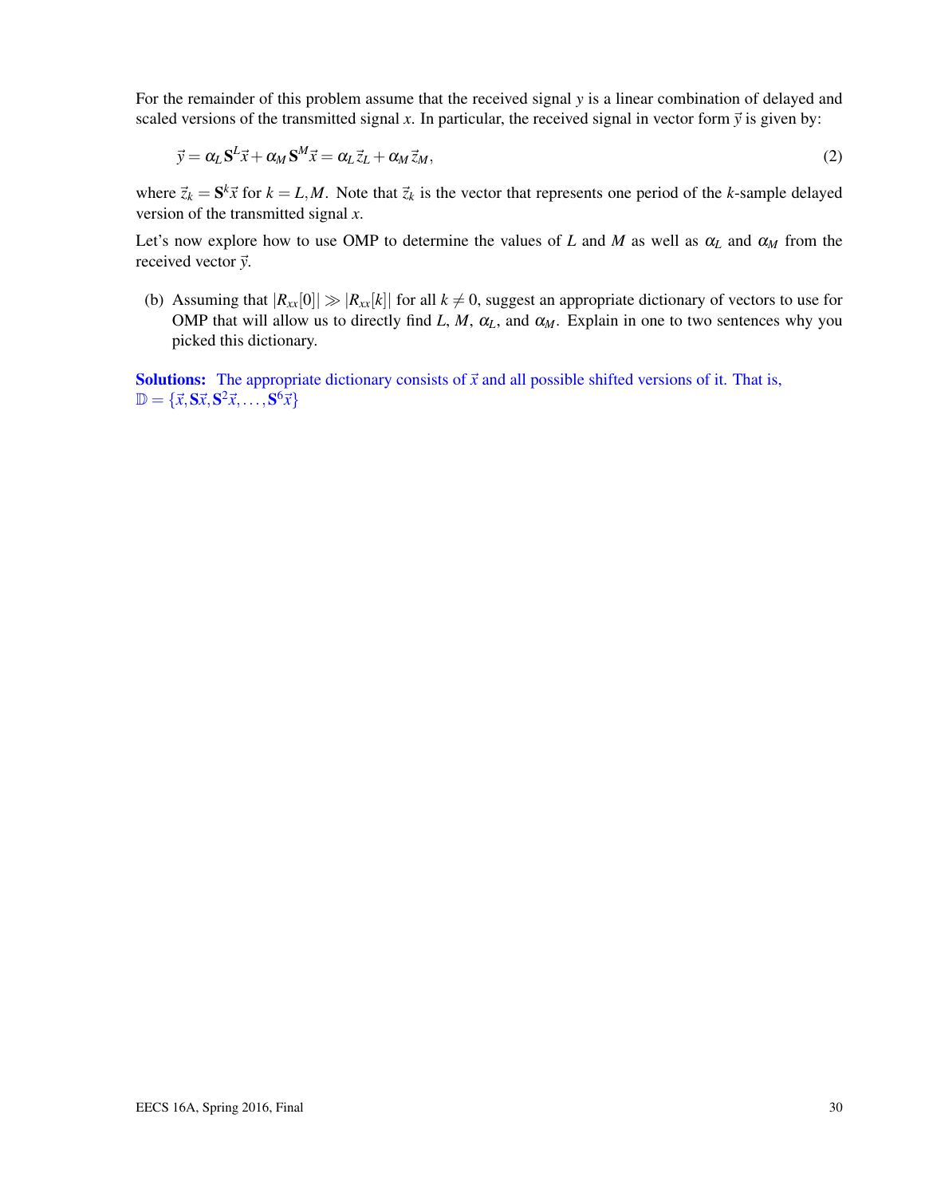For the remainder of this problem assume that the received signal $y$ is a linear combination of delayed and scaled versions of the transmitted signal $x$. In particular, the received signal in vector form $\vec{y}$ is given by:

$$\vec{y} = \alpha_L \mathbf{S}^L \vec{x} + \alpha_M \mathbf{S}^M \vec{x} = \alpha_L \vec{z}_L + \alpha_M \vec{z}_M, \tag{2}$$

where $\vec{z}_k = \mathbf{S}^k \vec{x}$ for $k = L, M$. Note that $\vec{z}_k$ is the vector that represents one period of the $k$-sample delayed version of the transmitted signal $x$.

Let's now explore how to use OMP to determine the values of $L$ and $M$ as well as $\alpha_L$ and $\alpha_M$ from the received vector $\vec{y}$.

(b) Assuming that $|R_{xx}[0]| \gg |R_{xx}[k]|$ for all $k \neq 0$, suggest an appropriate dictionary of vectors to use for OMP that will allow us to directly find $L$, $M$, $\alpha_L$, and $\alpha_M$. Explain in one to two sentences why you picked this dictionary.

**Solutions:** The appropriate dictionary consists of $\vec{x}$ and all possible shifted versions of it. That is, $\mathbb{D} = \{\vec{x}, \mathbf{S}\vec{x}, \mathbf{S}^2\vec{x}, \ldots, \mathbf{S}^6\vec{x}\}$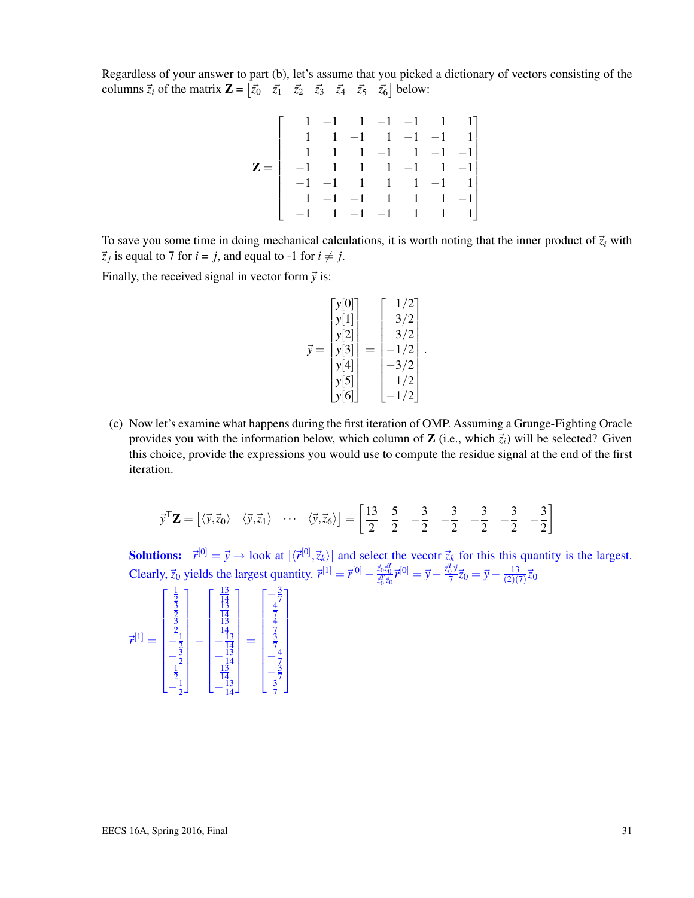Regardless of your answer to part (b), let's assume that you picked a dictionary of vectors consisting of the columns $\vec{z}_i$ of the matrix $\mathbf{Z} = \begin{bmatrix} \vec{z}_0 & \vec{z}_1 & \vec{z}_2 & \vec{z}_3 & \vec{z}_4 & \vec{z}_5 & \vec{z}_6 \end{bmatrix}$ below:

$$\mathbf{Z} = \begin{bmatrix} 1 & -1 & 1 & -1 & -1 & 1 & 1 \\ 1 & 1 & -1 & 1 & -1 & -1 & 1 \\ 1 & 1 & 1 & -1 & 1 & -1 & -1 \\ -1 & 1 & 1 & 1 & -1 & 1 & -1 \\ -1 & -1 & 1 & 1 & 1 & -1 & 1 \\ 1 & -1 & -1 & 1 & 1 & 1 & -1 \\ -1 & 1 & -1 & -1 & 1 & 1 & 1 \end{bmatrix}$$

To save you some time in doing mechanical calculations, it is worth noting that the inner product of $\vec{z}_i$ with $\vec{z}_j$ is equal to 7 for $i = j$, and equal to -1 for $i \neq j$.

Finally, the received signal in vector form $\vec{y}$ is:

$$\vec{y} = \begin{bmatrix} y[0] \\ y[1] \\ y[2] \\ y[3] \\ y[4] \\ y[5] \\ y[6] \end{bmatrix} = \begin{bmatrix} 1/2 \\ 3/2 \\ 3/2 \\ -1/2 \\ -3/2 \\ 1/2 \\ -1/2 \end{bmatrix}.$$

(c) Now let's examine what happens during the first iteration of OMP. Assuming a Grunge-Fighting Oracle provides you with the information below, which column of $\mathbf{Z}$ (i.e., which $\vec{z}_i$) will be selected? Given this choice, provide the expressions you would use to compute the residue signal at the end of the first iteration.

$$\vec{y}^\mathsf{T}\mathbf{Z} = \begin{bmatrix} \langle \vec{y}, \vec{z}_0 \rangle & \langle \vec{y}, \vec{z}_1 \rangle & \cdots & \langle \vec{y}, \vec{z}_6 \rangle \end{bmatrix} = \begin{bmatrix} \frac{13}{2} & \frac{5}{2} & -\frac{3}{2} & -\frac{3}{2} & -\frac{3}{2} & -\frac{3}{2} & -\frac{3}{2} \end{bmatrix}$$

**Solutions:** $\vec{r}^{[0]} = \vec{y} \rightarrow$ look at $|\langle \vec{r}^{[0]}, \vec{z}_k \rangle|$ and select the vecotr $\vec{z}_k$ for this this quantity is the largest. Clearly, $\vec{z}_0$ yields the largest quantity. $\vec{r}^{[1]} = \vec{r}^{[0]} - \frac{\vec{z}_0 \vec{z}_0^T}{\vec{z}_0^T \vec{z}_0} \vec{r}^{[0]} = \vec{y} - \frac{\vec{z}_0^T \vec{y}}{7} \vec{z}_0 = \vec{y} - \frac{13}{(2)(7)} \vec{z}_0$

$$\vec{r}^{[1]} = \begin{bmatrix} \frac{1}{2} \\ \frac{3}{2} \\ \frac{3}{2} \\ -\frac{1}{2} \\ -\frac{3}{2} \\ \frac{1}{2} \\ -\frac{1}{2} \end{bmatrix} - \begin{bmatrix} \frac{13}{14} \\ \frac{13}{14} \\ \frac{13}{14} \\ -\frac{13}{14} \\ -\frac{13}{14} \\ \frac{13}{14} \\ -\frac{13}{14} \end{bmatrix} = \begin{bmatrix} -\frac{3}{7} \\ \frac{4}{7} \\ \frac{4}{7} \\ \frac{3}{7} \\ -\frac{4}{7} \\ -\frac{3}{7} \\ \frac{3}{7} \end{bmatrix}$$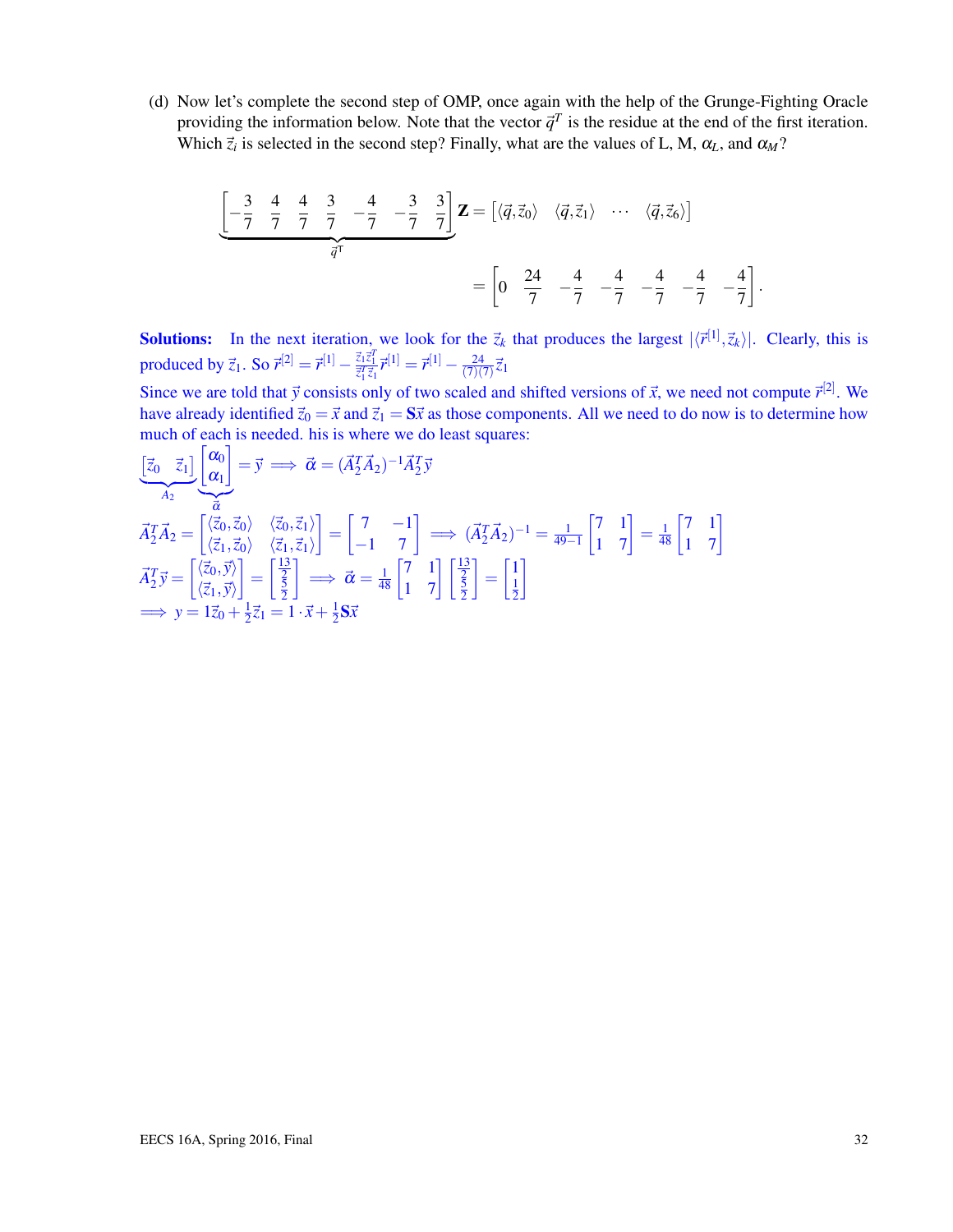(d) Now let's complete the second step of OMP, once again with the help of the Grunge-Fighting Oracle providing the information below. Note that the vector $\vec{q}^T$ is the residue at the end of the first iteration. Which $\vec{z}_i$ is selected in the second step? Finally, what are the values of L, M, $\alpha_L$, and $\alpha_M$?

$$\underbrace{\begin{bmatrix} -\frac{3}{7} & \frac{4}{7} & \frac{4}{7} & \frac{3}{7} & -\frac{4}{7} & -\frac{3}{7} & \frac{3}{7} \end{bmatrix}}_{\vec{q}^T} \mathbf{Z} = \begin{bmatrix} \langle \vec{q}, \vec{z}_0 \rangle & \langle \vec{q}, \vec{z}_1 \rangle & \cdots & \langle \vec{q}, \vec{z}_6 \rangle \end{bmatrix}$$

$$= \begin{bmatrix} 0 & \frac{24}{7} & -\frac{4}{7} & -\frac{4}{7} & -\frac{4}{7} & -\frac{4}{7} & -\frac{4}{7} \end{bmatrix}.$$

**Solutions:** In the next iteration, we look for the $\vec{z}_k$ that produces the largest $|\langle \vec{r}^{[1]}, \vec{z}_k \rangle|$. Clearly, this is produced by $\vec{z}_1$. So $\vec{r}^{[2]} = \vec{r}^{[1]} - \frac{\vec{z}_1 \vec{z}_1^T}{\vec{z}_1^T \vec{z}_1} \vec{r}^{[1]} = \vec{r}^{[1]} - \frac{24}{(7)(7)} \vec{z}_1$

Since we are told that $\vec{y}$ consists only of two scaled and shifted versions of $\vec{x}$, we need not compute $\vec{r}^{[2]}$. We have already identified $\vec{z}_0 = \vec{x}$ and $\vec{z}_1 = \mathbf{S}\vec{x}$ as those components. All we need to do now is to determine how much of each is needed. his is where we do least squares:

$$\underbrace{\begin{bmatrix} \vec{z}_0 & \vec{z}_1 \end{bmatrix}}_{A_2} \underbrace{\begin{bmatrix} \alpha_0 \\ \alpha_1 \end{bmatrix}}_{\vec{\alpha}} = \vec{y} \implies \vec{\alpha} = (\vec{A}_2^T \vec{A}_2)^{-1} \vec{A}_2^T \vec{y}$$

$$\vec{A}_2^T \vec{A}_2 = \begin{bmatrix} \langle \vec{z}_0, \vec{z}_0 \rangle & \langle \vec{z}_0, \vec{z}_1 \rangle \\ \langle \vec{z}_1, \vec{z}_0 \rangle & \langle \vec{z}_1, \vec{z}_1 \rangle \end{bmatrix} = \begin{bmatrix} 7 & -1 \\ -1 & 7 \end{bmatrix} \implies (\vec{A}_2^T \vec{A}_2)^{-1} = \frac{1}{49-1} \begin{bmatrix} 7 & 1 \\ 1 & 7 \end{bmatrix} = \frac{1}{48} \begin{bmatrix} 7 & 1 \\ 1 & 7 \end{bmatrix}$$

$$\vec{A}_2^T \vec{y} = \begin{bmatrix} \langle \vec{z}_0, \vec{y} \rangle \\ \langle \vec{z}_1, \vec{y} \rangle \end{bmatrix} = \begin{bmatrix} \frac{13}{2} \\ \frac{5}{2} \end{bmatrix} \implies \vec{\alpha} = \frac{1}{48} \begin{bmatrix} 7 & 1 \\ 1 & 7 \end{bmatrix} \begin{bmatrix} \frac{13}{2} \\ \frac{5}{2} \end{bmatrix} = \begin{bmatrix} 1 \\ \frac{1}{2} \end{bmatrix}$$

$$\implies y = 1\vec{z}_0 + \frac{1}{2}\vec{z}_1 = 1 \cdot \vec{x} + \frac{1}{2}\mathbf{S}\vec{x}$$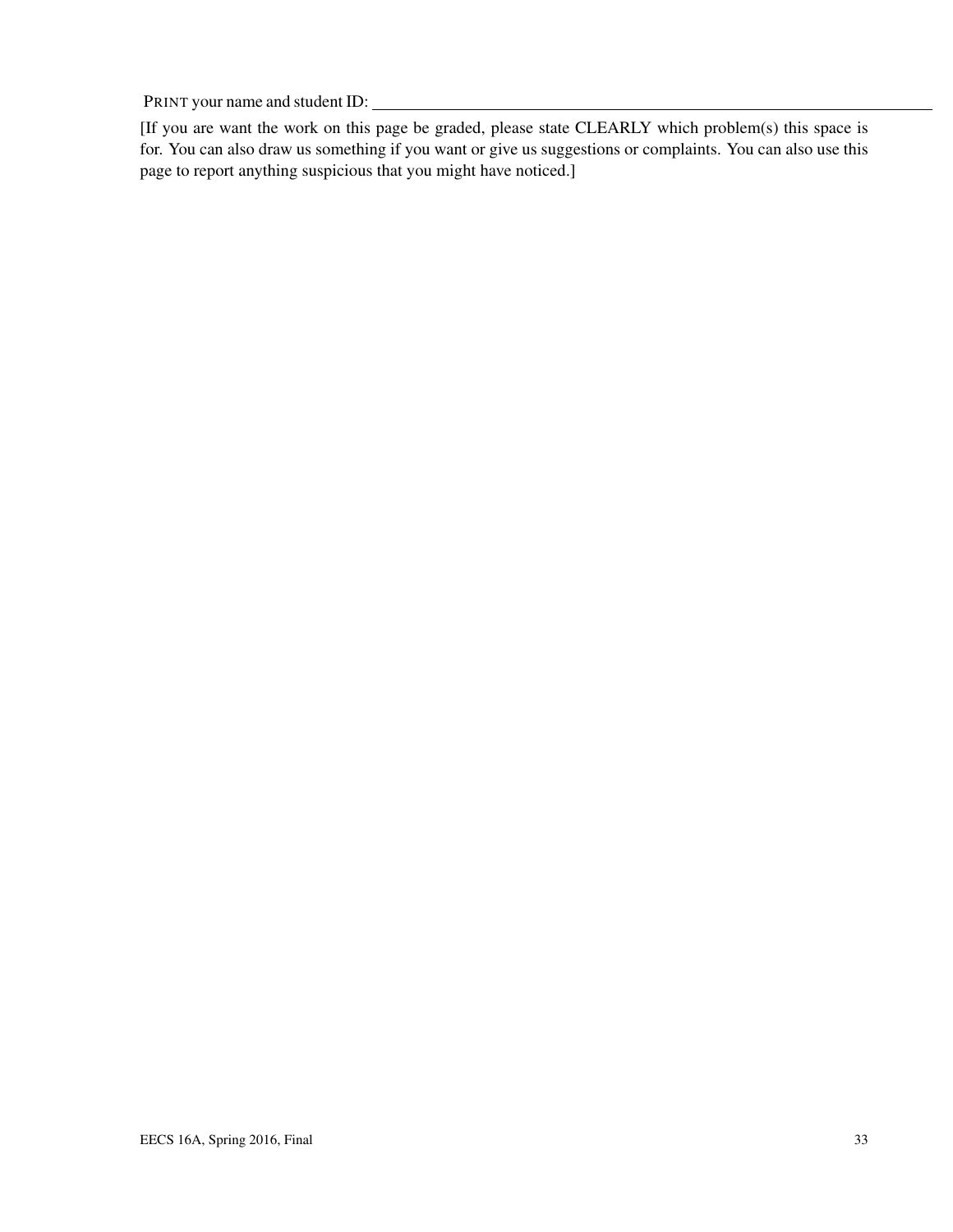PRINT your name and student ID: ______________________________________________

[If you are want the work on this page be graded, please state CLEARLY which problem(s) this space is for. You can also draw us something if you want or give us suggestions or complaints. You can also use this page to report anything suspicious that you might have noticed.]